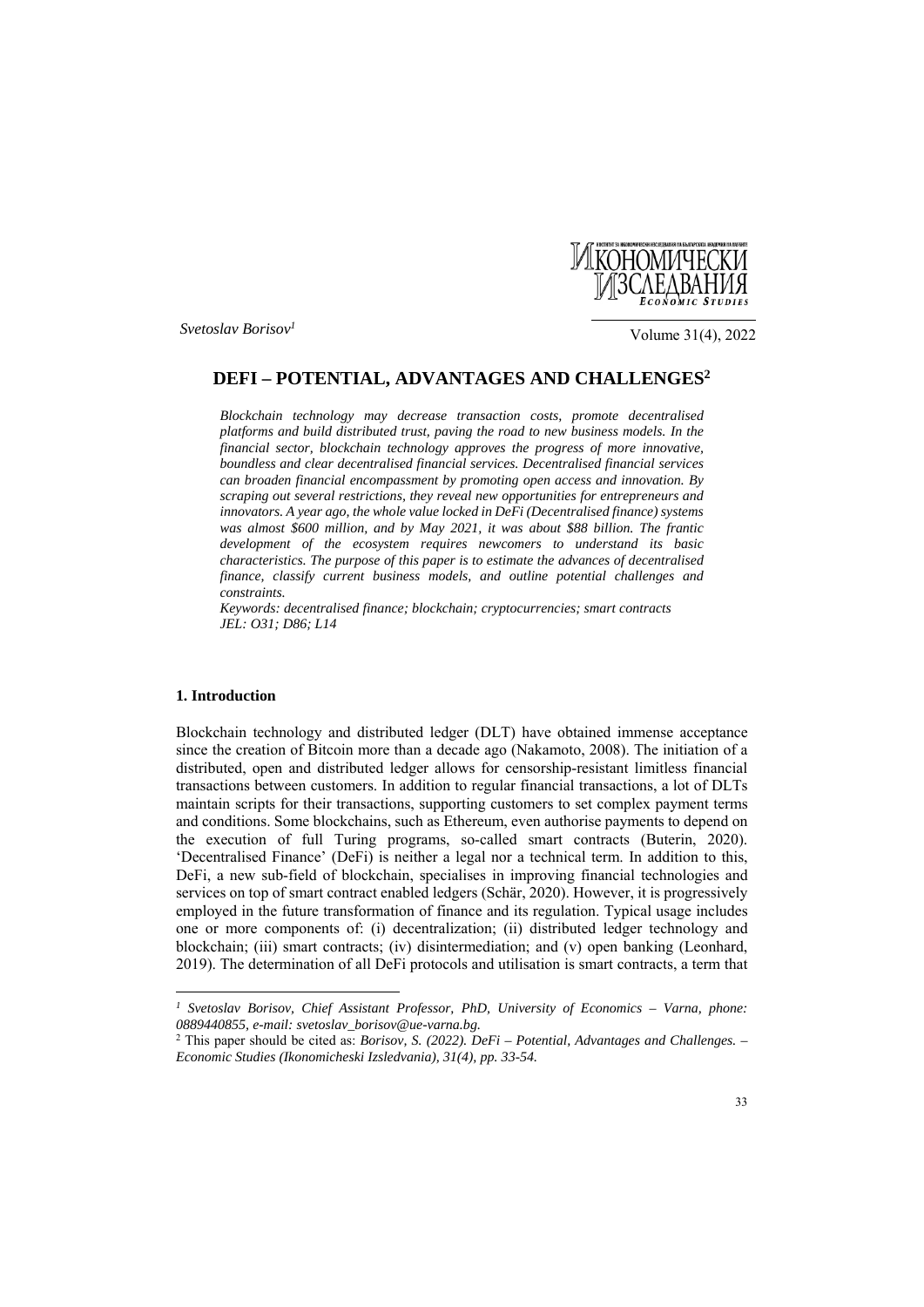*Svetoslav Borisov*[1]

# DEFI – POTENTIAL, ADVANTAGES AND CHALLENGES[2]

*Blockchain technology may decrease transaction costs, promote decentralised platforms and build distributed trust, paving the road to new business models. In the financial sector, blockchain technology approves the progress of more innovative, boundless and clear decentralised financial services. Decentralised financial services can broaden financial encompassment by promoting open access and innovation. By scraping out several restrictions, they reveal new opportunities for entrepreneurs and innovators. A year ago, the whole value locked in DeFi (Decentralised finance) systems was almost $600 million, and by May 2021, it was about $88 billion. The frantic development of the ecosystem requires newcomers to understand its basic characteristics. The purpose of this paper is to estimate the advances of decentralised finance, classify current business models, and outline potential challenges and constraints.*

*Keywords: decentralised finance; blockchain; cryptocurrencies; smart contracts*

*JEL: O31; D86; L14*

## 1. Introduction

Blockchain technology and distributed ledger (DLT) have obtained immense acceptance since the creation of Bitcoin more than a decade ago (Nakamoto, 2008). The initiation of a distributed, open and distributed ledger allows for censorship-resistant limitless financial transactions between customers. In addition to regular financial transactions, a lot of DLTs maintain scripts for their transactions, supporting customers to set complex payment terms and conditions. Some blockchains, such as Ethereum, even authorise payments to depend on the execution of full Turing programs, so-called smart contracts (Buterin, 2020). 'Decentralised Finance' (DeFi) is neither a legal nor a technical term. In addition to this, DeFi, a new sub-field of blockchain, specialises in improving financial technologies and services on top of smart contract enabled ledgers (Schär, 2020). However, it is progressively employed in the future transformation of finance and its regulation. Typical usage includes one or more components of: (i) decentralization; (ii) distributed ledger technology and blockchain; (iii) smart contracts; (iv) disintermediation; and (v) open banking (Leonhard, 2019). The determination of all DeFi protocols and utilisation is smart contracts, a term that

---

[1] *Svetoslav Borisov, Chief Assistant Professor, PhD, University of Economics – Varna, phone: 0889440855, e-mail: svetoslav_borisov@ue-varna.bg.*

[2] This paper should be cited as: *Borisov, S. (2022). DeFi – Potential, Advantages and Challenges. – Economic Studies (Ikonomicheski Izsledvania), 31(4), pp. 33-54.*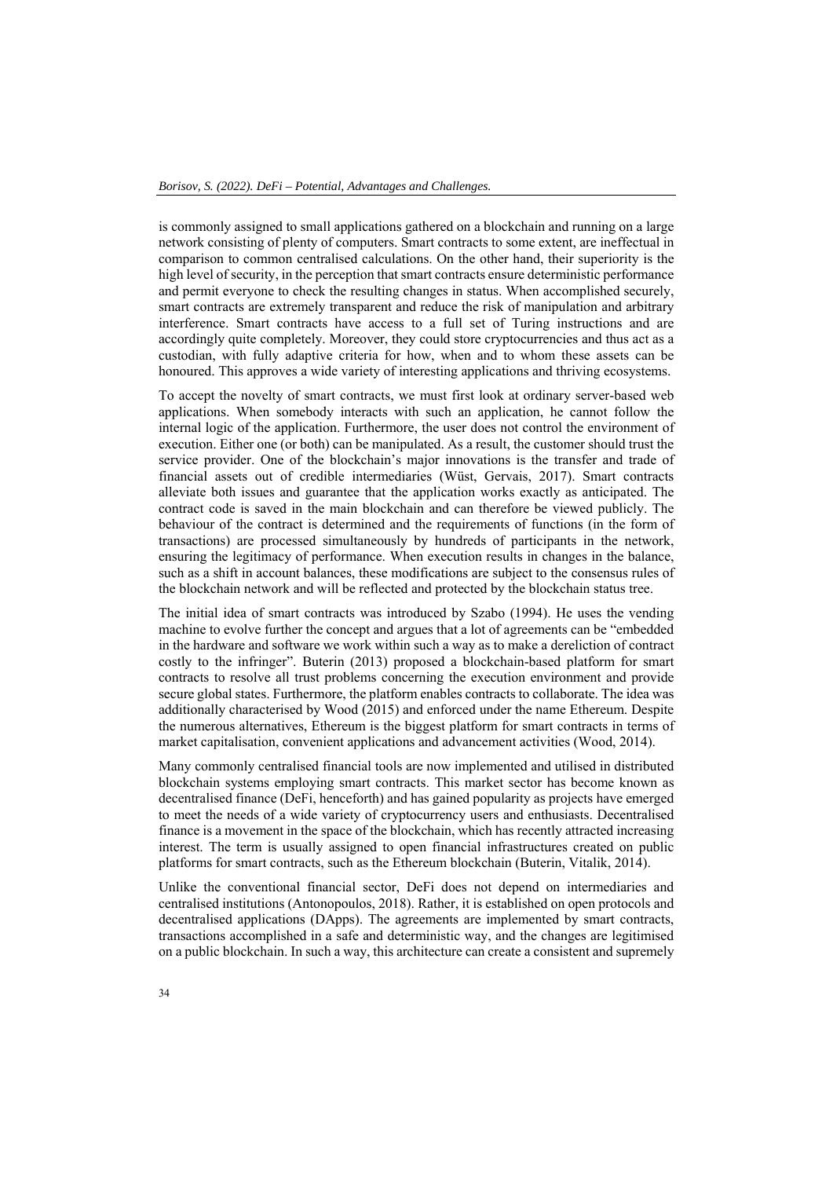is commonly assigned to small applications gathered on a blockchain and running on a large network consisting of plenty of computers. Smart contracts to some extent, are ineffectual in comparison to common centralised calculations. On the other hand, their superiority is the high level of security, in the perception that smart contracts ensure deterministic performance and permit everyone to check the resulting changes in status. When accomplished securely, smart contracts are extremely transparent and reduce the risk of manipulation and arbitrary interference. Smart contracts have access to a full set of Turing instructions and are accordingly quite completely. Moreover, they could store cryptocurrencies and thus act as a custodian, with fully adaptive criteria for how, when and to whom these assets can be honoured. This approves a wide variety of interesting applications and thriving ecosystems.

To accept the novelty of smart contracts, we must first look at ordinary server-based web applications. When somebody interacts with such an application, he cannot follow the internal logic of the application. Furthermore, the user does not control the environment of execution. Either one (or both) can be manipulated. As a result, the customer should trust the service provider. One of the blockchain's major innovations is the transfer and trade of financial assets out of credible intermediaries (Wüst, Gervais, 2017). Smart contracts alleviate both issues and guarantee that the application works exactly as anticipated. The contract code is saved in the main blockchain and can therefore be viewed publicly. The behaviour of the contract is determined and the requirements of functions (in the form of transactions) are processed simultaneously by hundreds of participants in the network, ensuring the legitimacy of performance. When execution results in changes in the balance, such as a shift in account balances, these modifications are subject to the consensus rules of the blockchain network and will be reflected and protected by the blockchain status tree.

The initial idea of smart contracts was introduced by Szabo (1994). He uses the vending machine to evolve further the concept and argues that a lot of agreements can be "embedded in the hardware and software we work within such a way as to make a dereliction of contract costly to the infringer". Buterin (2013) proposed a blockchain-based platform for smart contracts to resolve all trust problems concerning the execution environment and provide secure global states. Furthermore, the platform enables contracts to collaborate. The idea was additionally characterised by Wood (2015) and enforced under the name Ethereum. Despite the numerous alternatives, Ethereum is the biggest platform for smart contracts in terms of market capitalisation, convenient applications and advancement activities (Wood, 2014).

Many commonly centralised financial tools are now implemented and utilised in distributed blockchain systems employing smart contracts. This market sector has become known as decentralised finance (DeFi, henceforth) and has gained popularity as projects have emerged to meet the needs of a wide variety of cryptocurrency users and enthusiasts. Decentralised finance is a movement in the space of the blockchain, which has recently attracted increasing interest. The term is usually assigned to open financial infrastructures created on public platforms for smart contracts, such as the Ethereum blockchain (Buterin, Vitalik, 2014).

Unlike the conventional financial sector, DeFi does not depend on intermediaries and centralised institutions (Antonopoulos, 2018). Rather, it is established on open protocols and decentralised applications (DApps). The agreements are implemented by smart contracts, transactions accomplished in a safe and deterministic way, and the changes are legitimised on a public blockchain. In such a way, this architecture can create a consistent and supremely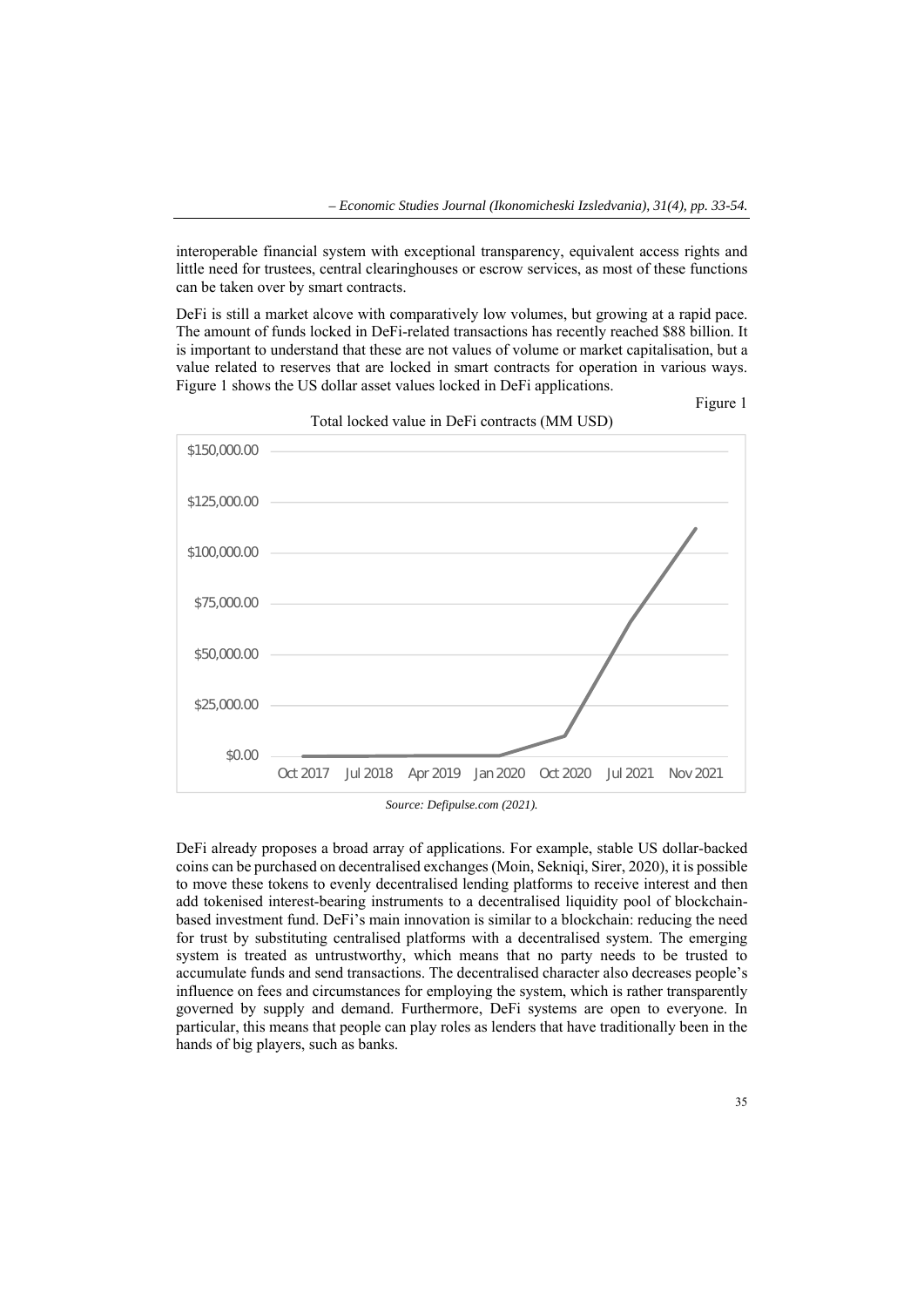interoperable financial system with exceptional transparency, equivalent access rights and little need for trustees, central clearinghouses or escrow services, as most of these functions can be taken over by smart contracts.

DeFi is still a market alcove with comparatively low volumes, but growing at a rapid pace. The amount of funds locked in DeFi-related transactions has recently reached \$88 billion. It is important to understand that these are not values of volume or market capitalisation, but a value related to reserves that are locked in smart contracts for operation in various ways. Figure 1 shows the US dollar asset values locked in DeFi applications.

Figure 1

Total locked value in DeFi contracts (MM USD)

*Source: Defipulse.com (2021).*

DeFi already proposes a broad array of applications. For example, stable US dollar-backed coins can be purchased on decentralised exchanges (Moin, Sekniqi, Sirer, 2020), it is possible to move these tokens to evenly decentralised lending platforms to receive interest and then add tokenised interest-bearing instruments to a decentralised liquidity pool of blockchain-based investment fund. DeFi's main innovation is similar to a blockchain: reducing the need for trust by substituting centralised platforms with a decentralised system. The emerging system is treated as untrustworthy, which means that no party needs to be trusted to accumulate funds and send transactions. The decentralised character also decreases people's influence on fees and circumstances for employing the system, which is rather transparently governed by supply and demand. Furthermore, DeFi systems are open to everyone. In particular, this means that people can play roles as lenders that have traditionally been in the hands of big players, such as banks.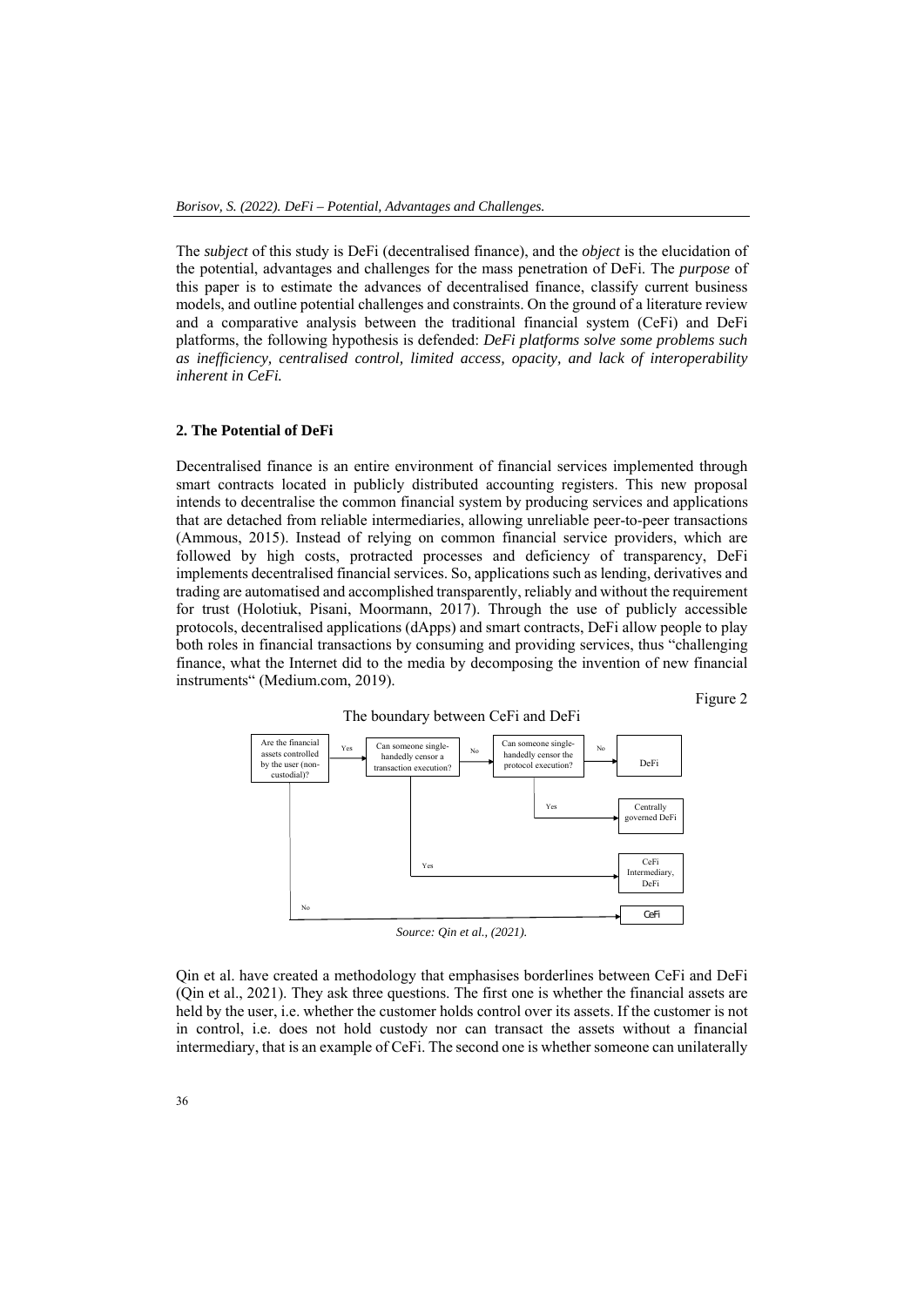The *subject* of this study is DeFi (decentralised finance), and the *object* is the elucidation of the potential, advantages and challenges for the mass penetration of DeFi. The *purpose* of this paper is to estimate the advances of decentralised finance, classify current business models, and outline potential challenges and constraints. On the ground of a literature review and a comparative analysis between the traditional financial system (CeFi) and DeFi platforms, the following hypothesis is defended: ***DeFi platforms solve some problems such as inefficiency, centralised control, limited access, opacity, and lack of interoperability inherent in CeFi.***

## 2. The Potential of DeFi

Decentralised finance is an entire environment of financial services implemented through smart contracts located in publicly distributed accounting registers. This new proposal intends to decentralise the common financial system by producing services and applications that are detached from reliable intermediaries, allowing unreliable peer-to-peer transactions (Ammous, 2015). Instead of relying on common financial service providers, which are followed by high costs, protracted processes and deficiency of transparency, DeFi implements decentralised financial services. So, applications such as lending, derivatives and trading are automatised and accomplished transparently, reliably and without the requirement for trust (Holotiuk, Pisani, Moormann, 2017). Through the use of publicly accessible protocols, decentralised applications (dApps) and smart contracts, DeFi allow people to play both roles in financial transactions by consuming and providing services, thus "challenging finance, what the Internet did to the media by decomposing the invention of new financial instruments" (Medium.com, 2019).

Figure 2

The boundary between CeFi and DeFi

Are the financial assets controlled by the user (non-custodial)? — Yes → Can someone single-handedly censor a transaction execution? — No → Can someone single-handedly censor the protocol execution? — No → DeFi

Can someone single-handedly censor the protocol execution? — Yes → Centrally governed DeFi

Can someone single-handedly censor a transaction execution? — Yes → CeFi Intermediary, DeFi

Are the financial assets controlled by the user (non-custodial)? — No → CeFi

*Source: Qin et al., (2021).*

Qin et al. have created a methodology that emphasises borderlines between CeFi and DeFi (Qin et al., 2021). They ask three questions. The first one is whether the financial assets are held by the user, i.e. whether the customer holds control over its assets. If the customer is not in control, i.e. does not hold custody nor can transact the assets without a financial intermediary, that is an example of CeFi. The second one is whether someone can unilaterally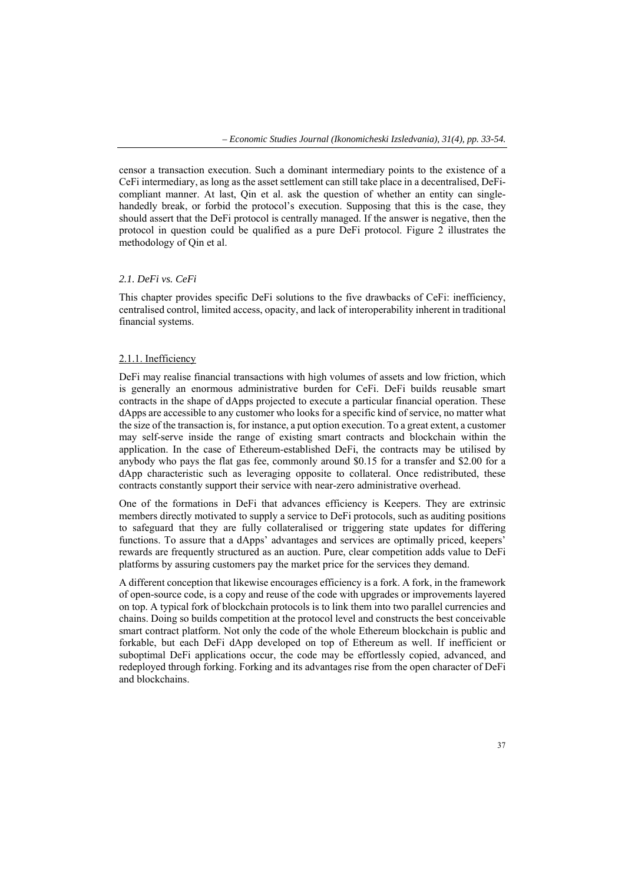censor a transaction execution. Such a dominant intermediary points to the existence of a CeFi intermediary, as long as the asset settlement can still take place in a decentralised, DeFi-compliant manner. At last, Qin et al. ask the question of whether an entity can single-handedly break, or forbid the protocol's execution. Supposing that this is the case, they should assert that the DeFi protocol is centrally managed. If the answer is negative, then the protocol in question could be qualified as a pure DeFi protocol. Figure 2 illustrates the methodology of Qin et al.

### *2.1. DeFi vs. CeFi*

This chapter provides specific DeFi solutions to the five drawbacks of CeFi: inefficiency, centralised control, limited access, opacity, and lack of interoperability inherent in traditional financial systems.

#### 2.1.1. Inefficiency

DeFi may realise financial transactions with high volumes of assets and low friction, which is generally an enormous administrative burden for CeFi. DeFi builds reusable smart contracts in the shape of dApps projected to execute a particular financial operation. These dApps are accessible to any customer who looks for a specific kind of service, no matter what the size of the transaction is, for instance, a put option execution. To a great extent, a customer may self-serve inside the range of existing smart contracts and blockchain within the application. In the case of Ethereum-established DeFi, the contracts may be utilised by anybody who pays the flat gas fee, commonly around \$0.15 for a transfer and \$2.00 for a dApp characteristic such as leveraging opposite to collateral. Once redistributed, these contracts constantly support their service with near-zero administrative overhead.

One of the formations in DeFi that advances efficiency is Keepers. They are extrinsic members directly motivated to supply a service to DeFi protocols, such as auditing positions to safeguard that they are fully collateralised or triggering state updates for differing functions. To assure that a dApps' advantages and services are optimally priced, keepers' rewards are frequently structured as an auction. Pure, clear competition adds value to DeFi platforms by assuring customers pay the market price for the services they demand.

A different conception that likewise encourages efficiency is a fork. A fork, in the framework of open-source code, is a copy and reuse of the code with upgrades or improvements layered on top. A typical fork of blockchain protocols is to link them into two parallel currencies and chains. Doing so builds competition at the protocol level and constructs the best conceivable smart contract platform. Not only the code of the whole Ethereum blockchain is public and forkable, but each DeFi dApp developed on top of Ethereum as well. If inefficient or suboptimal DeFi applications occur, the code may be effortlessly copied, advanced, and redeployed through forking. Forking and its advantages rise from the open character of DeFi and blockchains.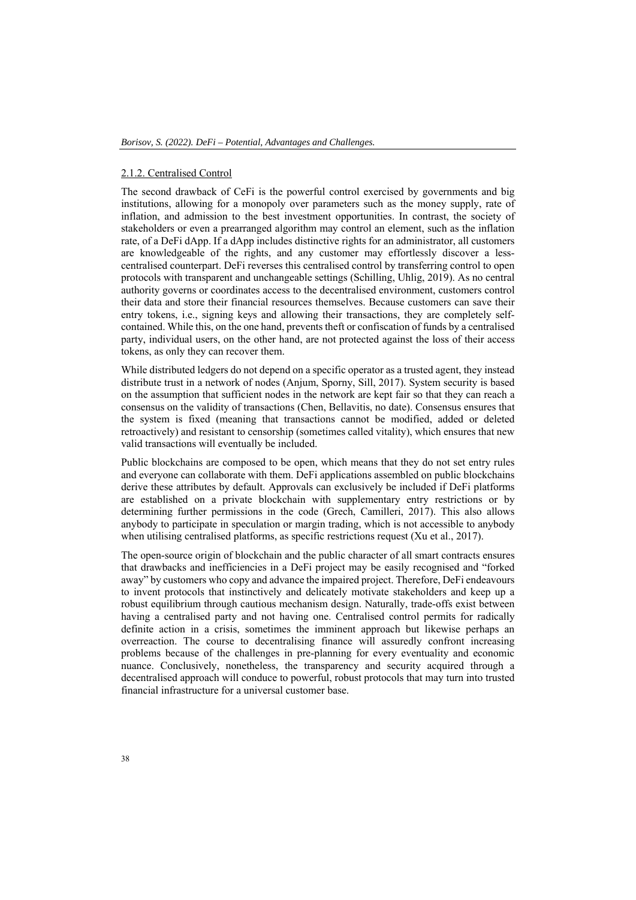#### 2.1.2. Centralised Control

The second drawback of CeFi is the powerful control exercised by governments and big institutions, allowing for a monopoly over parameters such as the money supply, rate of inflation, and admission to the best investment opportunities. In contrast, the society of stakeholders or even a prearranged algorithm may control an element, such as the inflation rate, of a DeFi dApp. If a dApp includes distinctive rights for an administrator, all customers are knowledgeable of the rights, and any customer may effortlessly discover a less-centralised counterpart. DeFi reverses this centralised control by transferring control to open protocols with transparent and unchangeable settings (Schilling, Uhlig, 2019). As no central authority governs or coordinates access to the decentralised environment, customers control their data and store their financial resources themselves. Because customers can save their entry tokens, i.e., signing keys and allowing their transactions, they are completely self-contained. While this, on the one hand, prevents theft or confiscation of funds by a centralised party, individual users, on the other hand, are not protected against the loss of their access tokens, as only they can recover them.

While distributed ledgers do not depend on a specific operator as a trusted agent, they instead distribute trust in a network of nodes (Anjum, Sporny, Sill, 2017). System security is based on the assumption that sufficient nodes in the network are kept fair so that they can reach a consensus on the validity of transactions (Chen, Bellavitis, no date). Consensus ensures that the system is fixed (meaning that transactions cannot be modified, added or deleted retroactively) and resistant to censorship (sometimes called vitality), which ensures that new valid transactions will eventually be included.

Public blockchains are composed to be open, which means that they do not set entry rules and everyone can collaborate with them. DeFi applications assembled on public blockchains derive these attributes by default. Approvals can exclusively be included if DeFi platforms are established on a private blockchain with supplementary entry restrictions or by determining further permissions in the code (Grech, Camilleri, 2017). This also allows anybody to participate in speculation or margin trading, which is not accessible to anybody when utilising centralised platforms, as specific restrictions request (Xu et al., 2017).

The open-source origin of blockchain and the public character of all smart contracts ensures that drawbacks and inefficiencies in a DeFi project may be easily recognised and "forked away" by customers who copy and advance the impaired project. Therefore, DeFi endeavours to invent protocols that instinctively and delicately motivate stakeholders and keep up a robust equilibrium through cautious mechanism design. Naturally, trade-offs exist between having a centralised party and not having one. Centralised control permits for radically definite action in a crisis, sometimes the imminent approach but likewise perhaps an overreaction. The course to decentralising finance will assuredly confront increasing problems because of the challenges in pre-planning for every eventuality and economic nuance. Conclusively, nonetheless, the transparency and security acquired through a decentralised approach will conduce to powerful, robust protocols that may turn into trusted financial infrastructure for a universal customer base.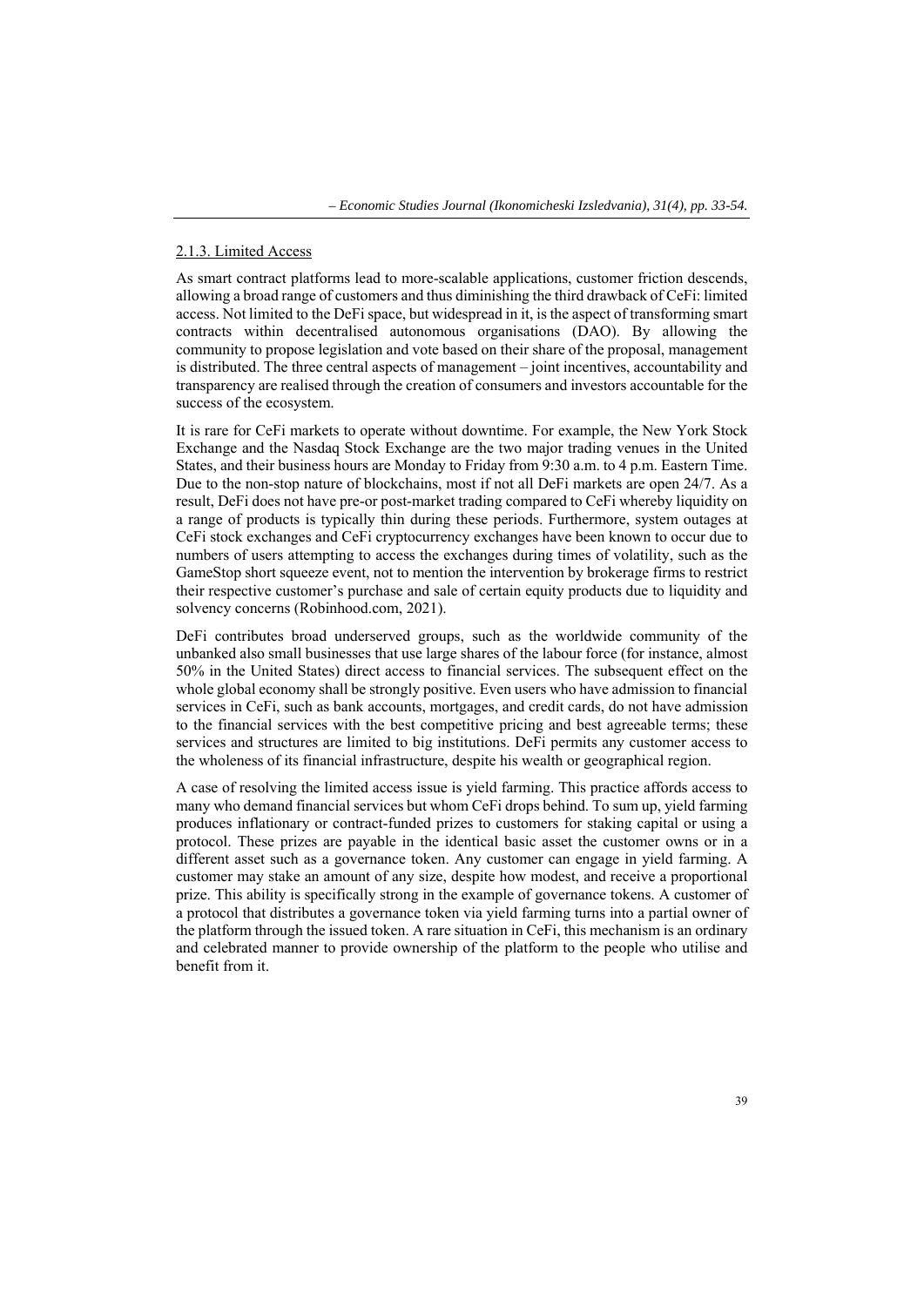#### 2.1.3. Limited Access

As smart contract platforms lead to more-scalable applications, customer friction descends, allowing a broad range of customers and thus diminishing the third drawback of CeFi: limited access. Not limited to the DeFi space, but widespread in it, is the aspect of transforming smart contracts within decentralised autonomous organisations (DAO). By allowing the community to propose legislation and vote based on their share of the proposal, management is distributed. The three central aspects of management – joint incentives, accountability and transparency are realised through the creation of consumers and investors accountable for the success of the ecosystem.

It is rare for CeFi markets to operate without downtime. For example, the New York Stock Exchange and the Nasdaq Stock Exchange are the two major trading venues in the United States, and their business hours are Monday to Friday from 9:30 a.m. to 4 p.m. Eastern Time. Due to the non-stop nature of blockchains, most if not all DeFi markets are open 24/7. As a result, DeFi does not have pre-or post-market trading compared to CeFi whereby liquidity on a range of products is typically thin during these periods. Furthermore, system outages at CeFi stock exchanges and CeFi cryptocurrency exchanges have been known to occur due to numbers of users attempting to access the exchanges during times of volatility, such as the GameStop short squeeze event, not to mention the intervention by brokerage firms to restrict their respective customer's purchase and sale of certain equity products due to liquidity and solvency concerns (Robinhood.com, 2021).

DeFi contributes broad underserved groups, such as the worldwide community of the unbanked also small businesses that use large shares of the labour force (for instance, almost 50% in the United States) direct access to financial services. The subsequent effect on the whole global economy shall be strongly positive. Even users who have admission to financial services in CeFi, such as bank accounts, mortgages, and credit cards, do not have admission to the financial services with the best competitive pricing and best agreeable terms; these services and structures are limited to big institutions. DeFi permits any customer access to the wholeness of its financial infrastructure, despite his wealth or geographical region.

A case of resolving the limited access issue is yield farming. This practice affords access to many who demand financial services but whom CeFi drops behind. To sum up, yield farming produces inflationary or contract-funded prizes to customers for staking capital or using a protocol. These prizes are payable in the identical basic asset the customer owns or in a different asset such as a governance token. Any customer can engage in yield farming. A customer may stake an amount of any size, despite how modest, and receive a proportional prize. This ability is specifically strong in the example of governance tokens. A customer of a protocol that distributes a governance token via yield farming turns into a partial owner of the platform through the issued token. A rare situation in CeFi, this mechanism is an ordinary and celebrated manner to provide ownership of the platform to the people who utilise and benefit from it.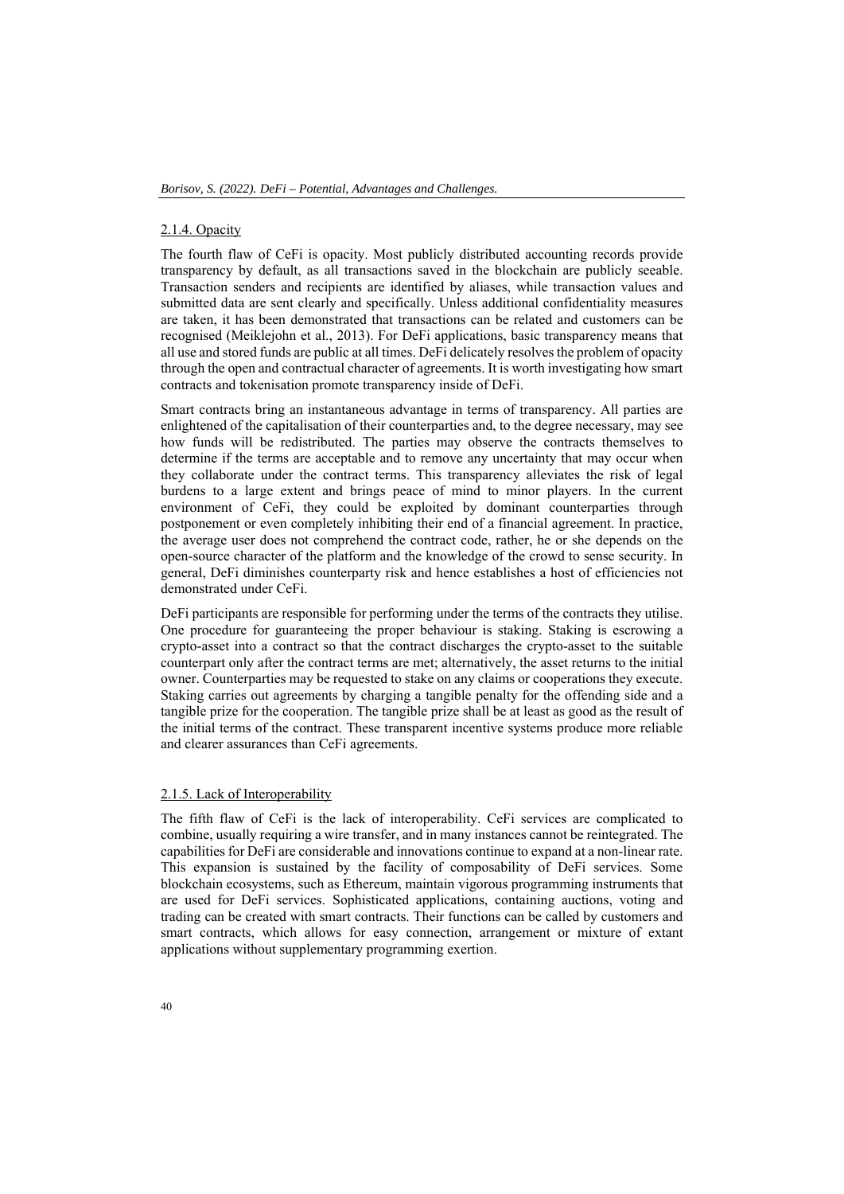### 2.1.4. Opacity

The fourth flaw of CeFi is opacity. Most publicly distributed accounting records provide transparency by default, as all transactions saved in the blockchain are publicly seeable. Transaction senders and recipients are identified by aliases, while transaction values and submitted data are sent clearly and specifically. Unless additional confidentiality measures are taken, it has been demonstrated that transactions can be related and customers can be recognised (Meiklejohn et al., 2013). For DeFi applications, basic transparency means that all use and stored funds are public at all times. DeFi delicately resolves the problem of opacity through the open and contractual character of agreements. It is worth investigating how smart contracts and tokenisation promote transparency inside of DeFi.

Smart contracts bring an instantaneous advantage in terms of transparency. All parties are enlightened of the capitalisation of their counterparties and, to the degree necessary, may see how funds will be redistributed. The parties may observe the contracts themselves to determine if the terms are acceptable and to remove any uncertainty that may occur when they collaborate under the contract terms. This transparency alleviates the risk of legal burdens to a large extent and brings peace of mind to minor players. In the current environment of CeFi, they could be exploited by dominant counterparties through postponement or even completely inhibiting their end of a financial agreement. In practice, the average user does not comprehend the contract code, rather, he or she depends on the open-source character of the platform and the knowledge of the crowd to sense security. In general, DeFi diminishes counterparty risk and hence establishes a host of efficiencies not demonstrated under CeFi.

DeFi participants are responsible for performing under the terms of the contracts they utilise. One procedure for guaranteeing the proper behaviour is staking. Staking is escrowing a crypto-asset into a contract so that the contract discharges the crypto-asset to the suitable counterpart only after the contract terms are met; alternatively, the asset returns to the initial owner. Counterparties may be requested to stake on any claims or cooperations they execute. Staking carries out agreements by charging a tangible penalty for the offending side and a tangible prize for the cooperation. The tangible prize shall be at least as good as the result of the initial terms of the contract. These transparent incentive systems produce more reliable and clearer assurances than CeFi agreements.

### 2.1.5. Lack of Interoperability

The fifth flaw of CeFi is the lack of interoperability. CeFi services are complicated to combine, usually requiring a wire transfer, and in many instances cannot be reintegrated. The capabilities for DeFi are considerable and innovations continue to expand at a non-linear rate. This expansion is sustained by the facility of composability of DeFi services. Some blockchain ecosystems, such as Ethereum, maintain vigorous programming instruments that are used for DeFi services. Sophisticated applications, containing auctions, voting and trading can be created with smart contracts. Their functions can be called by customers and smart contracts, which allows for easy connection, arrangement or mixture of extant applications without supplementary programming exertion.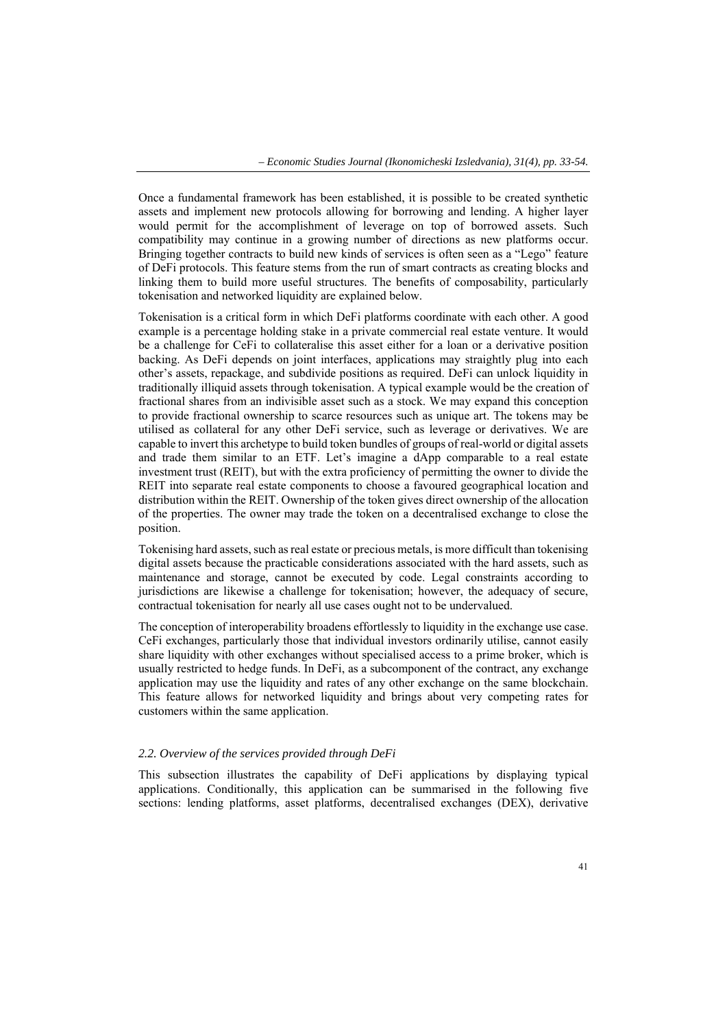Once a fundamental framework has been established, it is possible to be created synthetic assets and implement new protocols allowing for borrowing and lending. A higher layer would permit for the accomplishment of leverage on top of borrowed assets. Such compatibility may continue in a growing number of directions as new platforms occur. Bringing together contracts to build new kinds of services is often seen as a "Lego" feature of DeFi protocols. This feature stems from the run of smart contracts as creating blocks and linking them to build more useful structures. The benefits of composability, particularly tokenisation and networked liquidity are explained below.

Tokenisation is a critical form in which DeFi platforms coordinate with each other. A good example is a percentage holding stake in a private commercial real estate venture. It would be a challenge for CeFi to collateralise this asset either for a loan or a derivative position backing. As DeFi depends on joint interfaces, applications may straightly plug into each other's assets, repackage, and subdivide positions as required. DeFi can unlock liquidity in traditionally illiquid assets through tokenisation. A typical example would be the creation of fractional shares from an indivisible asset such as a stock. We may expand this conception to provide fractional ownership to scarce resources such as unique art. The tokens may be utilised as collateral for any other DeFi service, such as leverage or derivatives. We are capable to invert this archetype to build token bundles of groups of real-world or digital assets and trade them similar to an ETF. Let's imagine a dApp comparable to a real estate investment trust (REIT), but with the extra proficiency of permitting the owner to divide the REIT into separate real estate components to choose a favoured geographical location and distribution within the REIT. Ownership of the token gives direct ownership of the allocation of the properties. The owner may trade the token on a decentralised exchange to close the position.

Tokenising hard assets, such as real estate or precious metals, is more difficult than tokenising digital assets because the practicable considerations associated with the hard assets, such as maintenance and storage, cannot be executed by code. Legal constraints according to jurisdictions are likewise a challenge for tokenisation; however, the adequacy of secure, contractual tokenisation for nearly all use cases ought not to be undervalued.

The conception of interoperability broadens effortlessly to liquidity in the exchange use case. CeFi exchanges, particularly those that individual investors ordinarily utilise, cannot easily share liquidity with other exchanges without specialised access to a prime broker, which is usually restricted to hedge funds. In DeFi, as a subcomponent of the contract, any exchange application may use the liquidity and rates of any other exchange on the same blockchain. This feature allows for networked liquidity and brings about very competing rates for customers within the same application.

### *2.2. Overview of the services provided through DeFi*

This subsection illustrates the capability of DeFi applications by displaying typical applications. Conditionally, this application can be summarised in the following five sections: lending platforms, asset platforms, decentralised exchanges (DEX), derivative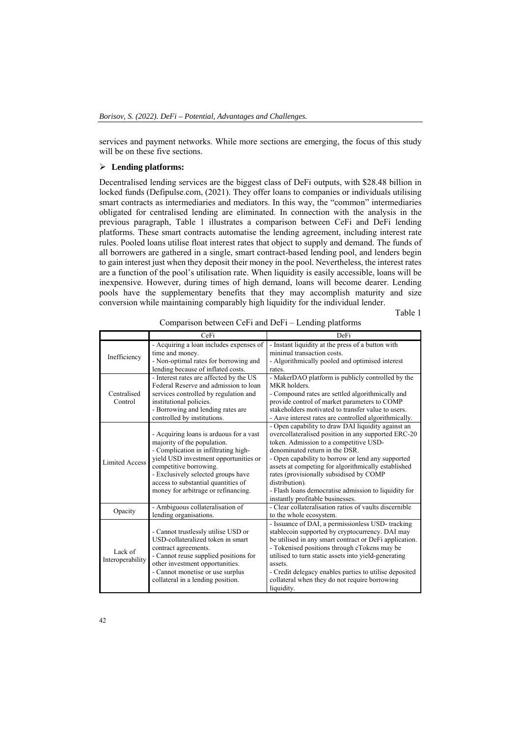services and payment networks. While more sections are emerging, the focus of this study will be on these five sections.

- **Lending platforms:**

Decentralised lending services are the biggest class of DeFi outputs, with $28.48 billion in locked funds (Defipulse.com, (2021). They offer loans to companies or individuals utilising smart contracts as intermediaries and mediators. In this way, the "common" intermediaries obligated for centralised lending are eliminated. In connection with the analysis in the previous paragraph, Table 1 illustrates a comparison between CeFi and DeFi lending platforms. These smart contracts automatise the lending agreement, including interest rate rules. Pooled loans utilise float interest rates that object to supply and demand. The funds of all borrowers are gathered in a single, smart contract-based lending pool, and lenders begin to gain interest just when they deposit their money in the pool. Nevertheless, the interest rates are a function of the pool's utilisation rate. When liquidity is easily accessible, loans will be inexpensive. However, during times of high demand, loans will become dearer. Lending pools have the supplementary benefits that they may accomplish maturity and size conversion while maintaining comparably high liquidity for the individual lender.

Table 1

Comparison between CeFi and DeFi – Lending platforms

| | CeFi | DeFi |
|---|---|---|
| Inefficiency | - Acquiring a loan includes expenses of time and money.<br>- Non-optimal rates for borrowing and lending because of inflated costs. | - Instant liquidity at the press of a button with minimal transaction costs.<br>- Algorithmically pooled and optimised interest rates. |
| Centralised Control | - Interest rates are affected by the US Federal Reserve and admission to loan services controlled by regulation and institutional policies.<br>- Borrowing and lending rates are controlled by institutions. | - MakerDAO platform is publicly controlled by the MKR holders.<br>- Compound rates are settled algorithmically and provide control of market parameters to COMP stakeholders motivated to transfer value to users.<br>- Aave interest rates are controlled algorithmically. |
| Limited Access | - Acquiring loans is arduous for a vast majority of the population.<br>- Complication in infiltrating high-yield USD investment opportunities or competitive borrowing.<br>- Exclusively selected groups have access to substantial quantities of money for arbitrage or refinancing. | - Open capability to draw DAI liquidity against an overcollateralised position in any supported ERC-20 token. Admission to a competitive USD-denominated return in the DSR.<br>- Open capability to borrow or lend any supported assets at competing for algorithmically established rates (provisionally subsidised by COMP distribution).<br>- Flash loans democratise admission to liquidity for instantly profitable businesses. |
| Opacity | - Ambiguous collateralisation of lending organisations. | - Clear collateralisation ratios of vaults discernible to the whole ecosystem. |
| Lack of Interoperability | - Cannot trustlessly utilise USD or USD-collateralized token in smart contract agreements.<br>- Cannot reuse supplied positions for other investment opportunities.<br>- Cannot monetise or use surplus collateral in a lending position. | - Issuance of DAI, a permissionless USD- tracking stablecoin supported by cryptocurrency. DAI may be utilised in any smart contract or DeFi application.<br>- Tokenised positions through cTokens may be utilised to turn static assets into yield-generating assets.<br>- Credit delegacy enables parties to utilise deposited collateral when they do not require borrowing liquidity. |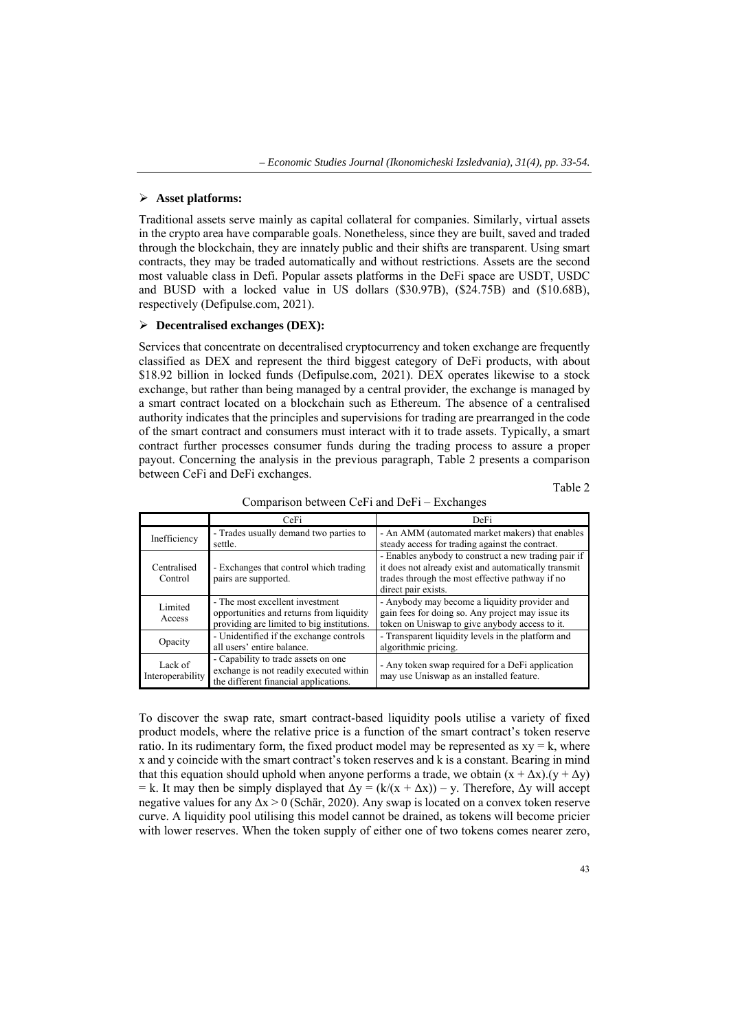- **Asset platforms:**

Traditional assets serve mainly as capital collateral for companies. Similarly, virtual assets in the crypto area have comparable goals. Nonetheless, since they are built, saved and traded through the blockchain, they are innately public and their shifts are transparent. Using smart contracts, they may be traded automatically and without restrictions. Assets are the second most valuable class in Defi. Popular assets platforms in the DeFi space are USDT, USDC and BUSD with a locked value in US dollars ($30.97B), ($24.75B) and ($10.68B), respectively (Defipulse.com, 2021).

- **Decentralised exchanges (DEX):**

Services that concentrate on decentralised cryptocurrency and token exchange are frequently classified as DEX and represent the third biggest category of DeFi products, with about $18.92 billion in locked funds (Defipulse.com, 2021). DEX operates likewise to a stock exchange, but rather than being managed by a central provider, the exchange is managed by a smart contract located on a blockchain such as Ethereum. The absence of a centralised authority indicates that the principles and supervisions for trading are prearranged in the code of the smart contract and consumers must interact with it to trade assets. Typically, a smart contract further processes consumer funds during the trading process to assure a proper payout. Concerning the analysis in the previous paragraph, Table 2 presents a comparison between CeFi and DeFi exchanges.

Table 2

Comparison between CeFi and DeFi – Exchanges

| | CeFi | DeFi |
|---|---|---|
| Inefficiency | - Trades usually demand two parties to settle. | - An AMM (automated market makers) that enables steady access for trading against the contract. |
| Centralised Control | - Exchanges that control which trading pairs are supported. | - Enables anybody to construct a new trading pair if it does not already exist and automatically transmit trades through the most effective pathway if no direct pair exists. |
| Limited Access | - The most excellent investment opportunities and returns from liquidity providing are limited to big institutions. | - Anybody may become a liquidity provider and gain fees for doing so. Any project may issue its token on Uniswap to give anybody access to it. |
| Opacity | - Unidentified if the exchange controls all users' entire balance. | - Transparent liquidity levels in the platform and algorithmic pricing. |
| Lack of Interoperability | - Capability to trade assets on one exchange is not readily executed within the different financial applications. | - Any token swap required for a DeFi application may use Uniswap as an installed feature. |

To discover the swap rate, smart contract-based liquidity pools utilise a variety of fixed product models, where the relative price is a function of the smart contract's token reserve ratio. In its rudimentary form, the fixed product model may be represented as $xy = k$, where x and y coincide with the smart contract's token reserves and k is a constant. Bearing in mind that this equation should uphold when anyone performs a trade, we obtain $(x + \Delta x).(y + \Delta y) = k$. It may then be simply displayed that $\Delta y = (k/(x + \Delta x)) - y$. Therefore, $\Delta y$ will accept negative values for any $\Delta x > 0$ (Schär, 2020). Any swap is located on a convex token reserve curve. A liquidity pool utilising this model cannot be drained, as tokens will become pricier with lower reserves. When the token supply of either one of two tokens comes nearer zero,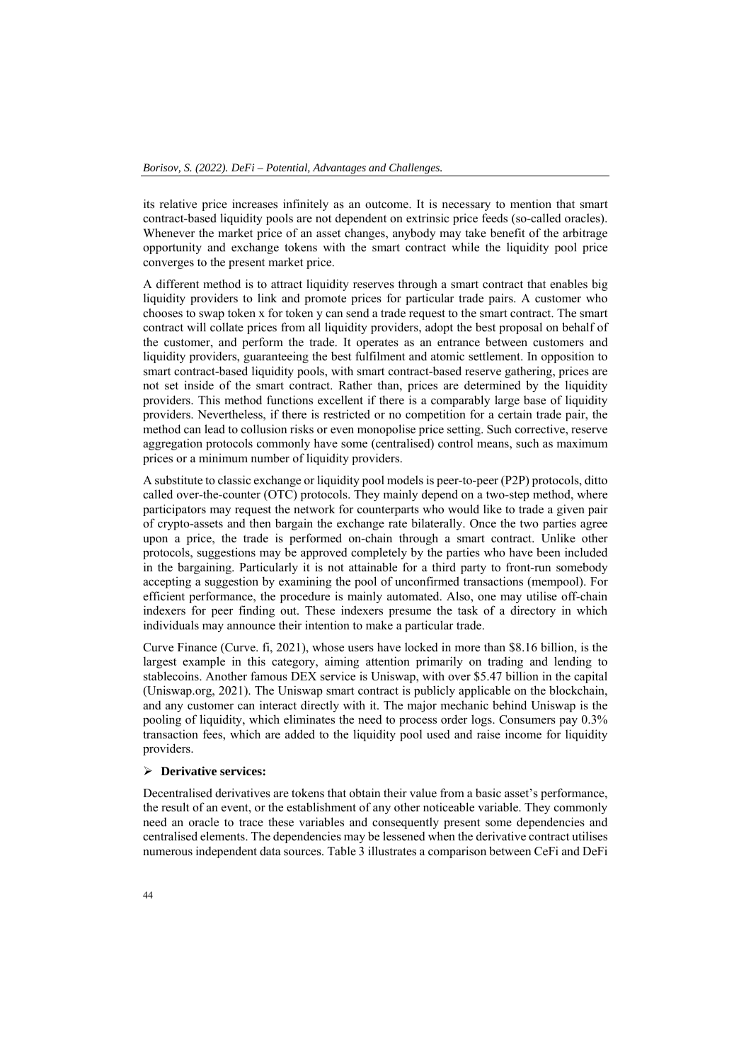its relative price increases infinitely as an outcome. It is necessary to mention that smart contract-based liquidity pools are not dependent on extrinsic price feeds (so-called oracles). Whenever the market price of an asset changes, anybody may take benefit of the arbitrage opportunity and exchange tokens with the smart contract while the liquidity pool price converges to the present market price.

A different method is to attract liquidity reserves through a smart contract that enables big liquidity providers to link and promote prices for particular trade pairs. A customer who chooses to swap token x for token y can send a trade request to the smart contract. The smart contract will collate prices from all liquidity providers, adopt the best proposal on behalf of the customer, and perform the trade. It operates as an entrance between customers and liquidity providers, guaranteeing the best fulfilment and atomic settlement. In opposition to smart contract-based liquidity pools, with smart contract-based reserve gathering, prices are not set inside of the smart contract. Rather than, prices are determined by the liquidity providers. This method functions excellent if there is a comparably large base of liquidity providers. Nevertheless, if there is restricted or no competition for a certain trade pair, the method can lead to collusion risks or even monopolise price setting. Such corrective, reserve aggregation protocols commonly have some (centralised) control means, such as maximum prices or a minimum number of liquidity providers.

A substitute to classic exchange or liquidity pool models is peer-to-peer (P2P) protocols, ditto called over-the-counter (OTC) protocols. They mainly depend on a two-step method, where participators may request the network for counterparts who would like to trade a given pair of crypto-assets and then bargain the exchange rate bilaterally. Once the two parties agree upon a price, the trade is performed on-chain through a smart contract. Unlike other protocols, suggestions may be approved completely by the parties who have been included in the bargaining. Particularly it is not attainable for a third party to front-run somebody accepting a suggestion by examining the pool of unconfirmed transactions (mempool). For efficient performance, the procedure is mainly automated. Also, one may utilise off-chain indexers for peer finding out. These indexers presume the task of a directory in which individuals may announce their intention to make a particular trade.

Curve Finance (Curve. fi, 2021), whose users have locked in more than $8.16 billion, is the largest example in this category, aiming attention primarily on trading and lending to stablecoins. Another famous DEX service is Uniswap, with over $5.47 billion in the capital (Uniswap.org, 2021). The Uniswap smart contract is publicly applicable on the blockchain, and any customer can interact directly with it. The major mechanic behind Uniswap is the pooling of liquidity, which eliminates the need to process order logs. Consumers pay 0.3% transaction fees, which are added to the liquidity pool used and raise income for liquidity providers.

- **Derivative services:**

Decentralised derivatives are tokens that obtain their value from a basic asset's performance, the result of an event, or the establishment of any other noticeable variable. They commonly need an oracle to trace these variables and consequently present some dependencies and centralised elements. The dependencies may be lessened when the derivative contract utilises numerous independent data sources. Table 3 illustrates a comparison between CeFi and DeFi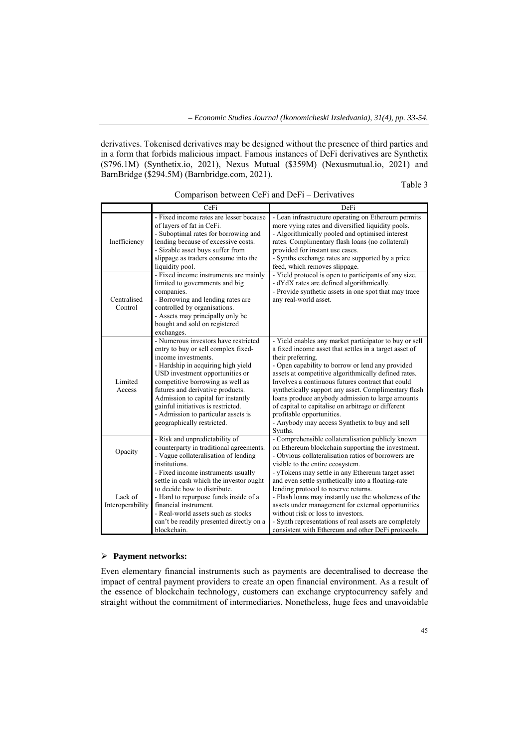derivatives. Tokenised derivatives may be designed without the presence of third parties and in a form that forbids malicious impact. Famous instances of DeFi derivatives are Synthetix ($796.1M) (Synthetix.io, 2021), Nexus Mutual ($359M) (Nexusmutual.io, 2021) and BarnBridge ($294.5M) (Barnbridge.com, 2021).

Table 3

Comparison between CeFi and DeFi – Derivatives

| | CeFi | DeFi |
|---|---|---|
| Inefficiency | - Fixed income rates are lesser because of layers of fat in CeFi.<br>- Suboptimal rates for borrowing and lending because of excessive costs.<br>- Sizable asset buys suffer from slippage as traders consume into the liquidity pool. | - Lean infrastructure operating on Ethereum permits more vying rates and diversified liquidity pools.<br>- Algorithmically pooled and optimised interest rates. Complimentary flash loans (no collateral) provided for instant use cases.<br>- Synths exchange rates are supported by a price feed, which removes slippage. |
| Centralised Control | - Fixed income instruments are mainly limited to governments and big companies.<br>- Borrowing and lending rates are controlled by organisations.<br>- Assets may principally only be bought and sold on registered exchanges. | - Yield protocol is open to participants of any size.<br>- dYdX rates are defined algorithmically.<br>- Provide synthetic assets in one spot that may trace any real-world asset. |
| Limited Access | - Numerous investors have restricted entry to buy or sell complex fixed-income investments.<br>- Hardship in acquiring high yield USD investment opportunities or competitive borrowing as well as futures and derivative products. Admission to capital for instantly gainful initiatives is restricted.<br>- Admission to particular assets is geographically restricted. | - Yield enables any market participator to buy or sell a fixed income asset that settles in a target asset of their preferring.<br>- Open capability to borrow or lend any provided assets at competitive algorithmically defined rates. Involves a continuous futures contract that could synthetically support any asset. Complimentary flash loans produce anybody admission to large amounts of capital to capitalise on arbitrage or different profitable opportunities.<br>- Anybody may access Synthetix to buy and sell Synths. |
| Opacity | - Risk and unpredictability of counterparty in traditional agreements.<br>- Vague collateralisation of lending institutions. | - Comprehensible collateralisation publicly known on Ethereum blockchain supporting the investment.<br>- Obvious collateralisation ratios of borrowers are visible to the entire ecosystem. |
| Lack of Interoperability | - Fixed income instruments usually settle in cash which the investor ought to decide how to distribute.<br>- Hard to repurpose funds inside of a financial instrument.<br>- Real-world assets such as stocks can't be readily presented directly on a blockchain. | - yTokens may settle in any Ethereum target asset and even settle synthetically into a floating-rate lending protocol to reserve returns.<br>- Flash loans may instantly use the wholeness of the assets under management for external opportunities without risk or loss to investors.<br>- Synth representations of real assets are completely consistent with Ethereum and other DeFi protocols. |

- **Payment networks:**

Even elementary financial instruments such as payments are decentralised to decrease the impact of central payment providers to create an open financial environment. As a result of the essence of blockchain technology, customers can exchange cryptocurrency safely and straight without the commitment of intermediaries. Nonetheless, huge fees and unavoidable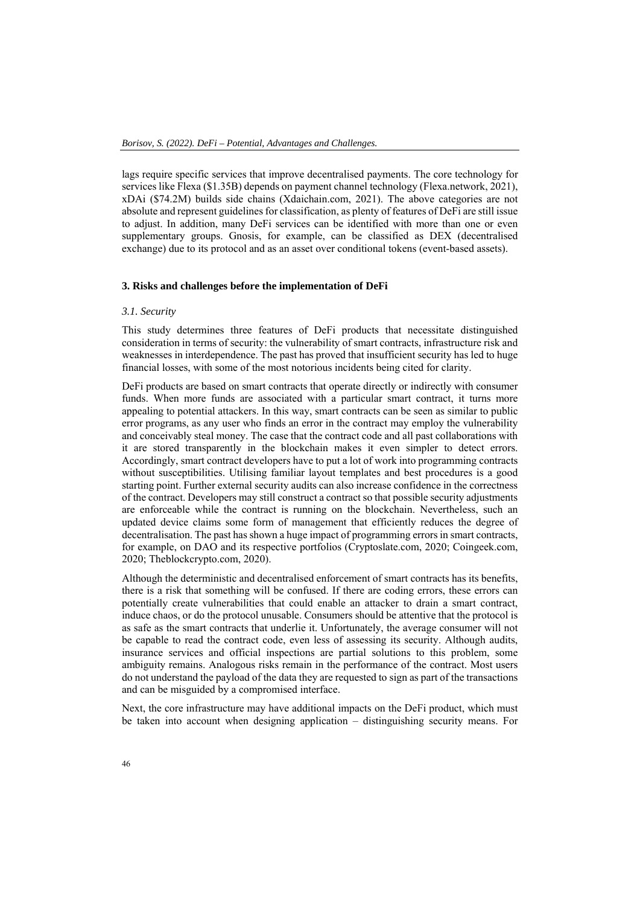lags require specific services that improve decentralised payments. The core technology for services like Flexa ($1.35B) depends on payment channel technology (Flexa.network, 2021), xDAi ($74.2M) builds side chains (Xdaichain.com, 2021). The above categories are not absolute and represent guidelines for classification, as plenty of features of DeFi are still issue to adjust. In addition, many DeFi services can be identified with more than one or even supplementary groups. Gnosis, for example, can be classified as DEX (decentralised exchange) due to its protocol and as an asset over conditional tokens (event-based assets).

## 3. Risks and challenges before the implementation of DeFi

### *3.1. Security*

This study determines three features of DeFi products that necessitate distinguished consideration in terms of security: the vulnerability of smart contracts, infrastructure risk and weaknesses in interdependence. The past has proved that insufficient security has led to huge financial losses, with some of the most notorious incidents being cited for clarity.

DeFi products are based on smart contracts that operate directly or indirectly with consumer funds. When more funds are associated with a particular smart contract, it turns more appealing to potential attackers. In this way, smart contracts can be seen as similar to public error programs, as any user who finds an error in the contract may employ the vulnerability and conceivably steal money. The case that the contract code and all past collaborations with it are stored transparently in the blockchain makes it even simpler to detect errors. Accordingly, smart contract developers have to put a lot of work into programming contracts without susceptibilities. Utilising familiar layout templates and best procedures is a good starting point. Further external security audits can also increase confidence in the correctness of the contract. Developers may still construct a contract so that possible security adjustments are enforceable while the contract is running on the blockchain. Nevertheless, such an updated device claims some form of management that efficiently reduces the degree of decentralisation. The past has shown a huge impact of programming errors in smart contracts, for example, on DAO and its respective portfolios (Cryptoslate.com, 2020; Coingeek.com, 2020; Theblockcrypto.com, 2020).

Although the deterministic and decentralised enforcement of smart contracts has its benefits, there is a risk that something will be confused. If there are coding errors, these errors can potentially create vulnerabilities that could enable an attacker to drain a smart contract, induce chaos, or do the protocol unusable. Consumers should be attentive that the protocol is as safe as the smart contracts that underlie it. Unfortunately, the average consumer will not be capable to read the contract code, even less of assessing its security. Although audits, insurance services and official inspections are partial solutions to this problem, some ambiguity remains. Analogous risks remain in the performance of the contract. Most users do not understand the payload of the data they are requested to sign as part of the transactions and can be misguided by a compromised interface.

Next, the core infrastructure may have additional impacts on the DeFi product, which must be taken into account when designing application – distinguishing security means. For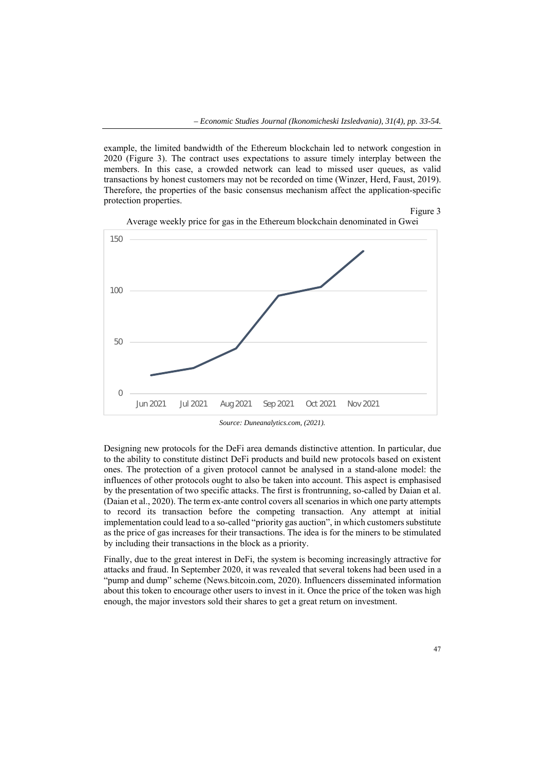example, the limited bandwidth of the Ethereum blockchain led to network congestion in 2020 (Figure 3). The contract uses expectations to assure timely interplay between the members. In this case, a crowded network can lead to missed user queues, as valid transactions by honest customers may not be recorded on time (Winzer, Herd, Faust, 2019). Therefore, the properties of the basic consensus mechanism affect the application-specific protection properties.

Figure 3

Average weekly price for gas in the Ethereum blockchain denominated in Gwei

*Source: Duneanalytics.com, (2021).*

Designing new protocols for the DeFi area demands distinctive attention. In particular, due to the ability to constitute distinct DeFi products and build new protocols based on existent ones. The protection of a given protocol cannot be analysed in a stand-alone model: the influences of other protocols ought to also be taken into account. This aspect is emphasised by the presentation of two specific attacks. The first is frontrunning, so-called by Daian et al. (Daian et al., 2020). The term ex-ante control covers all scenarios in which one party attempts to record its transaction before the competing transaction. Any attempt at initial implementation could lead to a so-called "priority gas auction", in which customers substitute as the price of gas increases for their transactions. The idea is for the miners to be stimulated by including their transactions in the block as a priority.

Finally, due to the great interest in DeFi, the system is becoming increasingly attractive for attacks and fraud. In September 2020, it was revealed that several tokens had been used in a "pump and dump" scheme (News.bitcoin.com, 2020). Influencers disseminated information about this token to encourage other users to invest in it. Once the price of the token was high enough, the major investors sold their shares to get a great return on investment.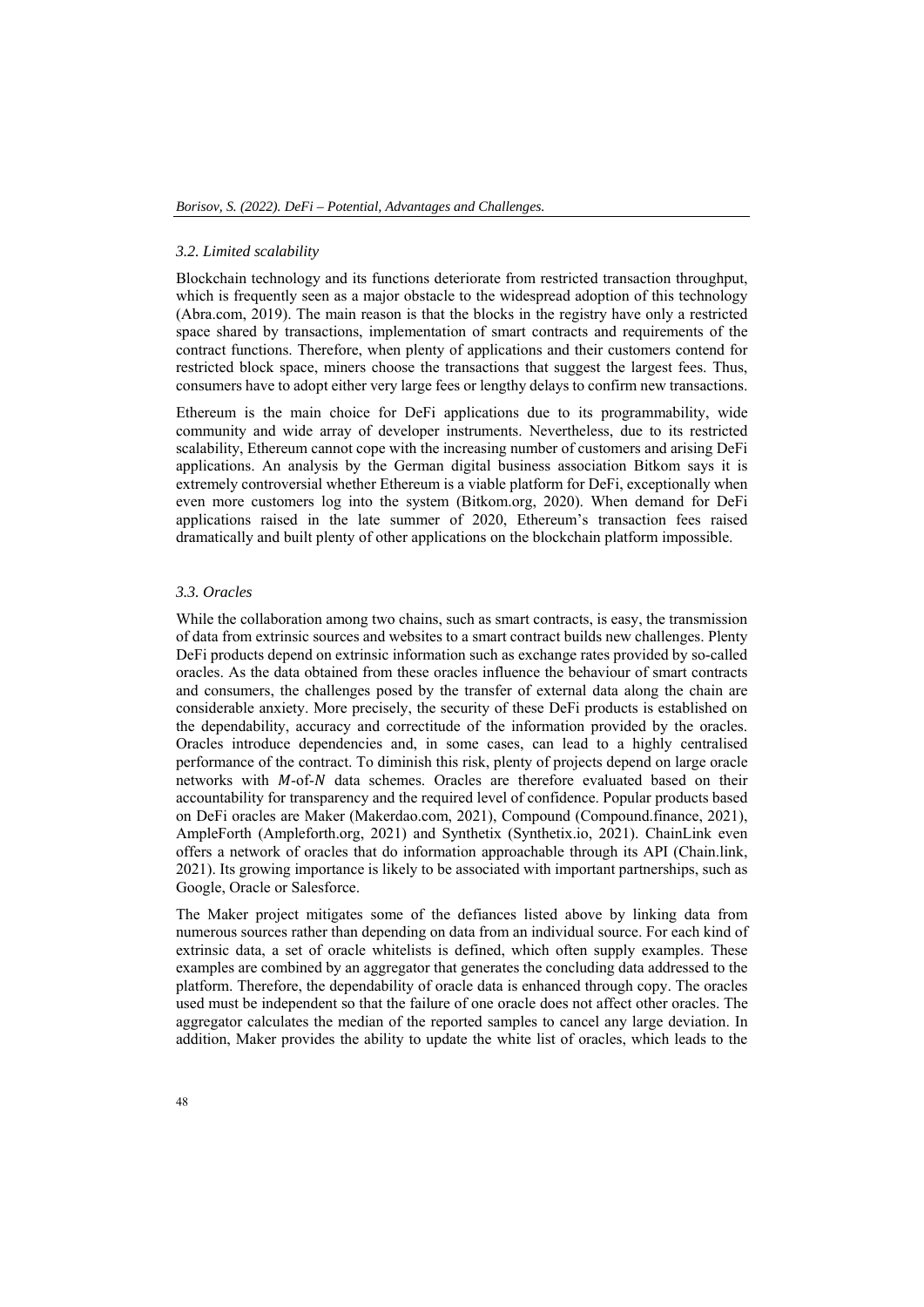### 3.2. Limited scalability

Blockchain technology and its functions deteriorate from restricted transaction throughput, which is frequently seen as a major obstacle to the widespread adoption of this technology (Abra.com, 2019). The main reason is that the blocks in the registry have only a restricted space shared by transactions, implementation of smart contracts and requirements of the contract functions. Therefore, when plenty of applications and their customers contend for restricted block space, miners choose the transactions that suggest the largest fees. Thus, consumers have to adopt either very large fees or lengthy delays to confirm new transactions.

Ethereum is the main choice for DeFi applications due to its programmability, wide community and wide array of developer instruments. Nevertheless, due to its restricted scalability, Ethereum cannot cope with the increasing number of customers and arising DeFi applications. An analysis by the German digital business association Bitkom says it is extremely controversial whether Ethereum is a viable platform for DeFi, exceptionally when even more customers log into the system (Bitkom.org, 2020). When demand for DeFi applications raised in the late summer of 2020, Ethereum's transaction fees raised dramatically and built plenty of other applications on the blockchain platform impossible.

### 3.3. Oracles

While the collaboration among two chains, such as smart contracts, is easy, the transmission of data from extrinsic sources and websites to a smart contract builds new challenges. Plenty DeFi products depend on extrinsic information such as exchange rates provided by so-called oracles. As the data obtained from these oracles influence the behaviour of smart contracts and consumers, the challenges posed by the transfer of external data along the chain are considerable anxiety. More precisely, the security of these DeFi products is established on the dependability, accuracy and correctitude of the information provided by the oracles. Oracles introduce dependencies and, in some cases, can lead to a highly centralised performance of the contract. To diminish this risk, plenty of projects depend on large oracle networks with $M$-of-$N$ data schemes. Oracles are therefore evaluated based on their accountability for transparency and the required level of confidence. Popular products based on DeFi oracles are Maker (Makerdao.com, 2021), Compound (Compound.finance, 2021), AmpleForth (Ampleforth.org, 2021) and Synthetix (Synthetix.io, 2021). ChainLink even offers a network of oracles that do information approachable through its API (Chain.link, 2021). Its growing importance is likely to be associated with important partnerships, such as Google, Oracle or Salesforce.

The Maker project mitigates some of the defiances listed above by linking data from numerous sources rather than depending on data from an individual source. For each kind of extrinsic data, a set of oracle whitelists is defined, which often supply examples. These examples are combined by an aggregator that generates the concluding data addressed to the platform. Therefore, the dependability of oracle data is enhanced through copy. The oracles used must be independent so that the failure of one oracle does not affect other oracles. The aggregator calculates the median of the reported samples to cancel any large deviation. In addition, Maker provides the ability to update the white list of oracles, which leads to the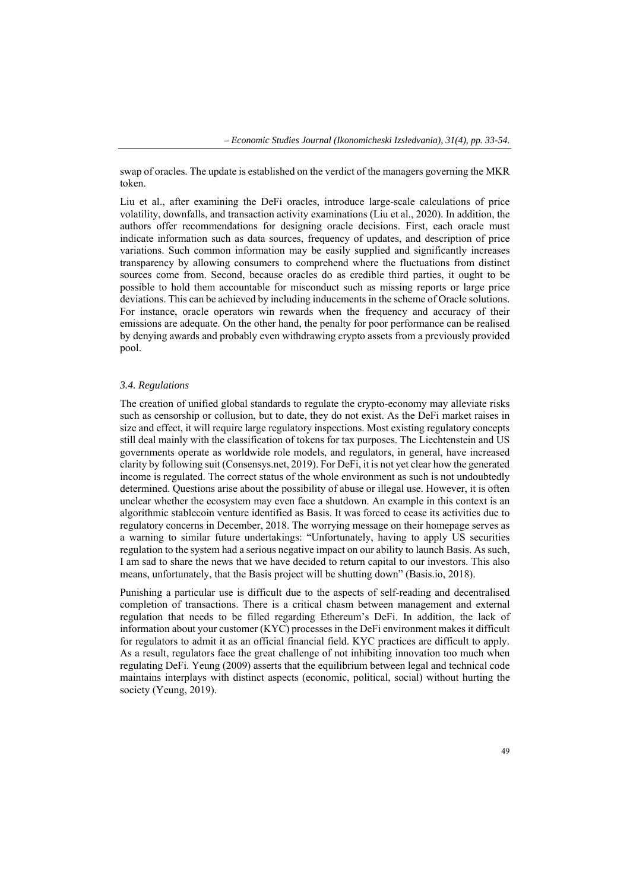swap of oracles. The update is established on the verdict of the managers governing the MKR token.

Liu et al., after examining the DeFi oracles, introduce large-scale calculations of price volatility, downfalls, and transaction activity examinations (Liu et al., 2020). In addition, the authors offer recommendations for designing oracle decisions. First, each oracle must indicate information such as data sources, frequency of updates, and description of price variations. Such common information may be easily supplied and significantly increases transparency by allowing consumers to comprehend where the fluctuations from distinct sources come from. Second, because oracles do as credible third parties, it ought to be possible to hold them accountable for misconduct such as missing reports or large price deviations. This can be achieved by including inducements in the scheme of Oracle solutions. For instance, oracle operators win rewards when the frequency and accuracy of their emissions are adequate. On the other hand, the penalty for poor performance can be realised by denying awards and probably even withdrawing crypto assets from a previously provided pool.

### *3.4. Regulations*

The creation of unified global standards to regulate the crypto-economy may alleviate risks such as censorship or collusion, but to date, they do not exist. As the DeFi market raises in size and effect, it will require large regulatory inspections. Most existing regulatory concepts still deal mainly with the classification of tokens for tax purposes. The Liechtenstein and US governments operate as worldwide role models, and regulators, in general, have increased clarity by following suit (Consensys.net, 2019). For DeFi, it is not yet clear how the generated income is regulated. The correct status of the whole environment as such is not undoubtedly determined. Questions arise about the possibility of abuse or illegal use. However, it is often unclear whether the ecosystem may even face a shutdown. An example in this context is an algorithmic stablecoin venture identified as Basis. It was forced to cease its activities due to regulatory concerns in December, 2018. The worrying message on their homepage serves as a warning to similar future undertakings: "Unfortunately, having to apply US securities regulation to the system had a serious negative impact on our ability to launch Basis. As such, I am sad to share the news that we have decided to return capital to our investors. This also means, unfortunately, that the Basis project will be shutting down" (Basis.io, 2018).

Punishing a particular use is difficult due to the aspects of self-reading and decentralised completion of transactions. There is a critical chasm between management and external regulation that needs to be filled regarding Ethereum's DeFi. In addition, the lack of information about your customer (KYC) processes in the DeFi environment makes it difficult for regulators to admit it as an official financial field. KYC practices are difficult to apply. As a result, regulators face the great challenge of not inhibiting innovation too much when regulating DeFi. Yeung (2009) asserts that the equilibrium between legal and technical code maintains interplays with distinct aspects (economic, political, social) without hurting the society (Yeung, 2019).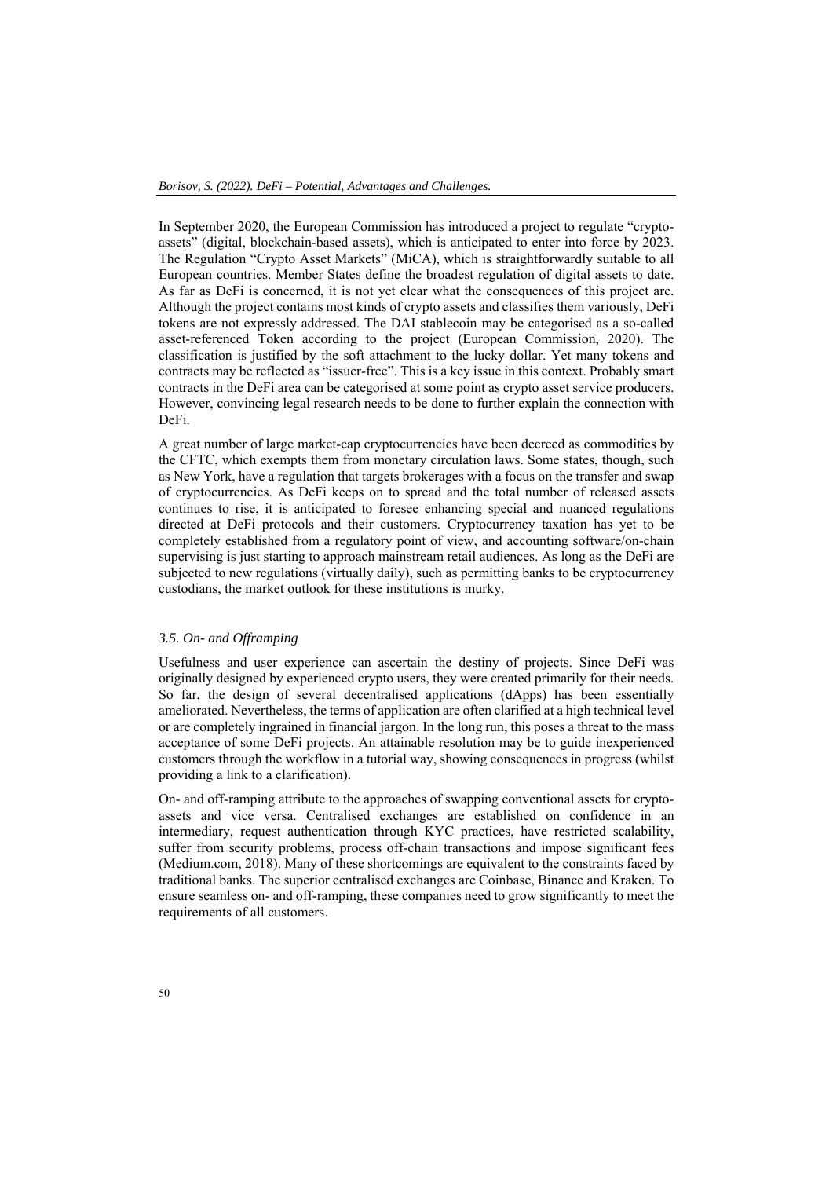In September 2020, the European Commission has introduced a project to regulate "crypto-assets" (digital, blockchain-based assets), which is anticipated to enter into force by 2023. The Regulation "Crypto Asset Markets" (MiCA), which is straightforwardly suitable to all European countries. Member States define the broadest regulation of digital assets to date. As far as DeFi is concerned, it is not yet clear what the consequences of this project are. Although the project contains most kinds of crypto assets and classifies them variously, DeFi tokens are not expressly addressed. The DAI stablecoin may be categorised as a so-called asset-referenced Token according to the project (European Commission, 2020). The classification is justified by the soft attachment to the lucky dollar. Yet many tokens and contracts may be reflected as "issuer-free". This is a key issue in this context. Probably smart contracts in the DeFi area can be categorised at some point as crypto asset service producers. However, convincing legal research needs to be done to further explain the connection with DeFi.

A great number of large market-cap cryptocurrencies have been decreed as commodities by the CFTC, which exempts them from monetary circulation laws. Some states, though, such as New York, have a regulation that targets brokerages with a focus on the transfer and swap of cryptocurrencies. As DeFi keeps on to spread and the total number of released assets continues to rise, it is anticipated to foresee enhancing special and nuanced regulations directed at DeFi protocols and their customers. Cryptocurrency taxation has yet to be completely established from a regulatory point of view, and accounting software/on-chain supervising is just starting to approach mainstream retail audiences. As long as the DeFi are subjected to new regulations (virtually daily), such as permitting banks to be cryptocurrency custodians, the market outlook for these institutions is murky.

### *3.5. On- and Offramping*

Usefulness and user experience can ascertain the destiny of projects. Since DeFi was originally designed by experienced crypto users, they were created primarily for their needs. So far, the design of several decentralised applications (dApps) has been essentially ameliorated. Nevertheless, the terms of application are often clarified at a high technical level or are completely ingrained in financial jargon. In the long run, this poses a threat to the mass acceptance of some DeFi projects. An attainable resolution may be to guide inexperienced customers through the workflow in a tutorial way, showing consequences in progress (whilst providing a link to a clarification).

On- and off-ramping attribute to the approaches of swapping conventional assets for crypto-assets and vice versa. Centralised exchanges are established on confidence in an intermediary, request authentication through KYC practices, have restricted scalability, suffer from security problems, process off-chain transactions and impose significant fees (Medium.com, 2018). Many of these shortcomings are equivalent to the constraints faced by traditional banks. The superior centralised exchanges are Coinbase, Binance and Kraken. To ensure seamless on- and off-ramping, these companies need to grow significantly to meet the requirements of all customers.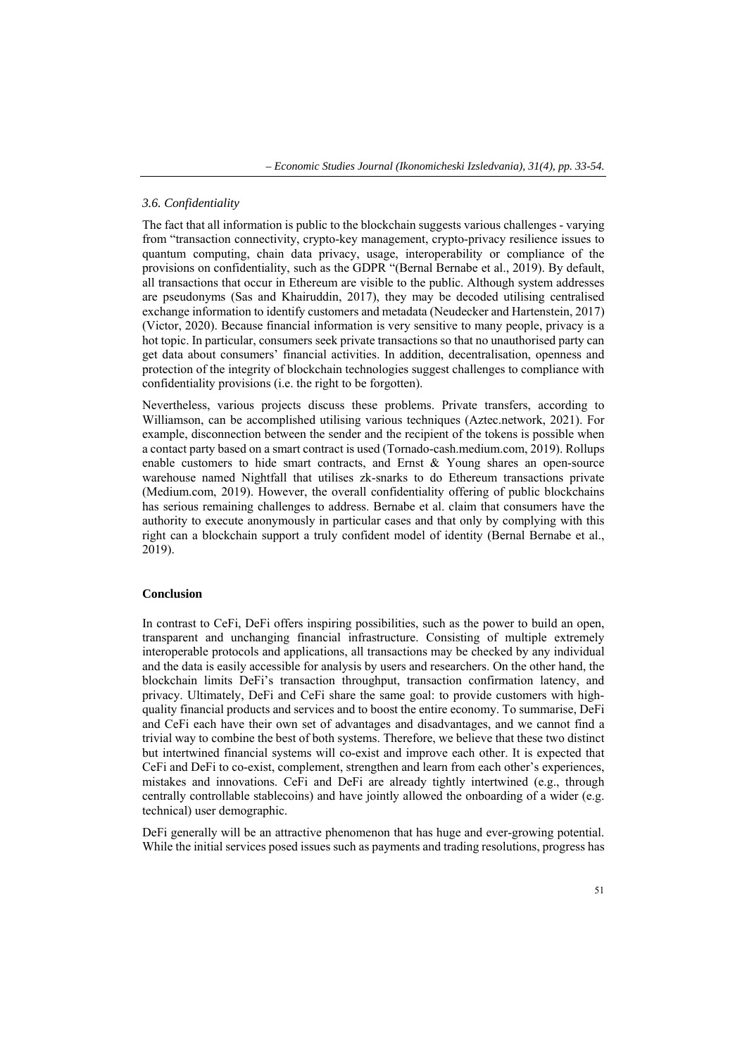### *3.6. Confidentiality*

The fact that all information is public to the blockchain suggests various challenges - varying from "transaction connectivity, crypto-key management, crypto-privacy resilience issues to quantum computing, chain data privacy, usage, interoperability or compliance of the provisions on confidentiality, such as the GDPR "(Bernal Bernabe et al., 2019). By default, all transactions that occur in Ethereum are visible to the public. Although system addresses are pseudonyms (Sas and Khairuddin, 2017), they may be decoded utilising centralised exchange information to identify customers and metadata (Neudecker and Hartenstein, 2017) (Victor, 2020). Because financial information is very sensitive to many people, privacy is a hot topic. In particular, consumers seek private transactions so that no unauthorised party can get data about consumers' financial activities. In addition, decentralisation, openness and protection of the integrity of blockchain technologies suggest challenges to compliance with confidentiality provisions (i.e. the right to be forgotten).

Nevertheless, various projects discuss these problems. Private transfers, according to Williamson, can be accomplished utilising various techniques (Aztec.network, 2021). For example, disconnection between the sender and the recipient of the tokens is possible when a contact party based on a smart contract is used (Tornado-cash.medium.com, 2019). Rollups enable customers to hide smart contracts, and Ernst & Young shares an open-source warehouse named Nightfall that utilises zk-snarks to do Ethereum transactions private (Medium.com, 2019). However, the overall confidentiality offering of public blockchains has serious remaining challenges to address. Bernabe et al. claim that consumers have the authority to execute anonymously in particular cases and that only by complying with this right can a blockchain support a truly confident model of identity (Bernal Bernabe et al., 2019).

## Conclusion

In contrast to CeFi, DeFi offers inspiring possibilities, such as the power to build an open, transparent and unchanging financial infrastructure. Consisting of multiple extremely interoperable protocols and applications, all transactions may be checked by any individual and the data is easily accessible for analysis by users and researchers. On the other hand, the blockchain limits DeFi's transaction throughput, transaction confirmation latency, and privacy. Ultimately, DeFi and CeFi share the same goal: to provide customers with high-quality financial products and services and to boost the entire economy. To summarise, DeFi and CeFi each have their own set of advantages and disadvantages, and we cannot find a trivial way to combine the best of both systems. Therefore, we believe that these two distinct but intertwined financial systems will co-exist and improve each other. It is expected that CeFi and DeFi to co-exist, complement, strengthen and learn from each other's experiences, mistakes and innovations. CeFi and DeFi are already tightly intertwined (e.g., through centrally controllable stablecoins) and have jointly allowed the onboarding of a wider (e.g. technical) user demographic.

DeFi generally will be an attractive phenomenon that has huge and ever-growing potential. While the initial services posed issues such as payments and trading resolutions, progress has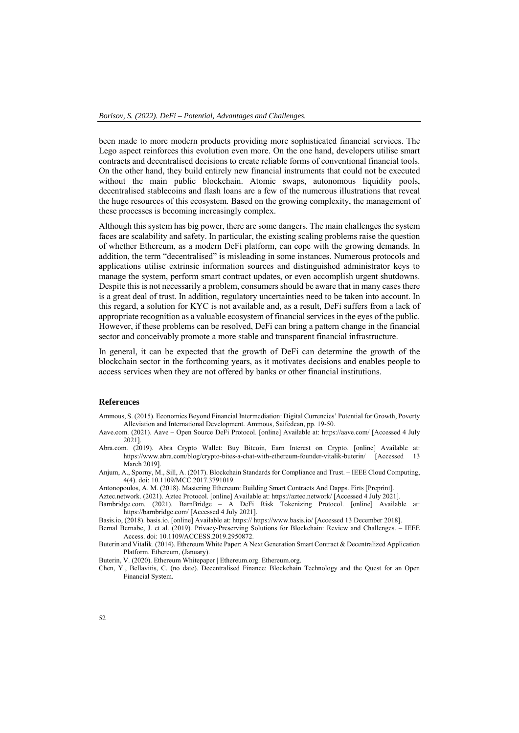been made to more modern products providing more sophisticated financial services. The Lego aspect reinforces this evolution even more. On the one hand, developers utilise smart contracts and decentralised decisions to create reliable forms of conventional financial tools. On the other hand, they build entirely new financial instruments that could not be executed without the main public blockchain. Atomic swaps, autonomous liquidity pools, decentralised stablecoins and flash loans are a few of the numerous illustrations that reveal the huge resources of this ecosystem. Based on the growing complexity, the management of these processes is becoming increasingly complex.

Although this system has big power, there are some dangers. The main challenges the system faces are scalability and safety. In particular, the existing scaling problems raise the question of whether Ethereum, as a modern DeFi platform, can cope with the growing demands. In addition, the term "decentralised" is misleading in some instances. Numerous protocols and applications utilise extrinsic information sources and distinguished administrator keys to manage the system, perform smart contract updates, or even accomplish urgent shutdowns. Despite this is not necessarily a problem, consumers should be aware that in many cases there is a great deal of trust. In addition, regulatory uncertainties need to be taken into account. In this regard, a solution for KYC is not available and, as a result, DeFi suffers from a lack of appropriate recognition as a valuable ecosystem of financial services in the eyes of the public. However, if these problems can be resolved, DeFi can bring a pattern change in the financial sector and conceivably promote a more stable and transparent financial infrastructure.

In general, it can be expected that the growth of DeFi can determine the growth of the blockchain sector in the forthcoming years, as it motivates decisions and enables people to access services when they are not offered by banks or other financial institutions.

## References

Ammous, S. (2015). Economics Beyond Financial Intermediation: Digital Currencies' Potential for Growth, Poverty Alleviation and International Development. Ammous, Saifedean, pp. 19-50.

Aave.com. (2021). Aave – Open Source DeFi Protocol. [online] Available at: https://aave.com/ [Accessed 4 July 2021].

Abra.com. (2019). Abra Crypto Wallet: Buy Bitcoin, Earn Interest on Crypto. [online] Available at: https://www.abra.com/blog/crypto-bites-a-chat-with-ethereum-founder-vitalik-buterin/ [Accessed 13 March 2019].

Anjum, A., Sporny, M., Sill, A. (2017). Blockchain Standards for Compliance and Trust. – IEEE Cloud Computing, 4(4). doi: 10.1109/MCC.2017.3791019.

Antonopoulos, A. M. (2018). Mastering Ethereum: Building Smart Contracts And Dapps. Firts [Preprint].

Aztec.network. (2021). Aztec Protocol. [online] Available at: https://aztec.network/ [Accessed 4 July 2021].

Barnbridge.com. (2021). BarnBridge – A DeFi Risk Tokenizing Protocol. [online] Available at: https://barnbridge.com/ [Accessed 4 July 2021].

Basis.io, (2018). basis.io. [online] Available at: https:// https://www.basis.io/ [Accessed 13 December 2018].

Bernal Bernabe, J. et al. (2019). Privacy-Preserving Solutions for Blockchain: Review and Challenges. – IEEE Access. doi: 10.1109/ACCESS.2019.2950872.

Buterin and Vitalik. (2014). Ethereum White Paper: A Next Generation Smart Contract & Decentralized Application Platform. Ethereum, (January).

Buterin, V. (2020). Ethereum Whitepaper | Ethereum.org. Ethereum.org.

Chen, Y., Bellavitis, C. (no date). Decentralised Finance: Blockchain Technology and the Quest for an Open Financial System.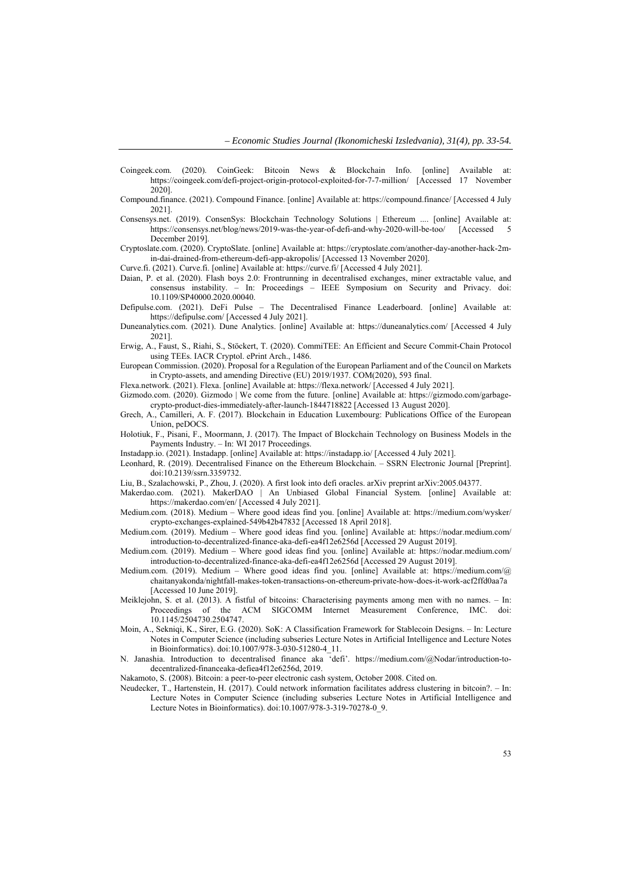Coingeek.com. (2020). CoinGeek: Bitcoin News & Blockchain Info. [online] Available at: https://coingeek.com/defi-project-origin-protocol-exploited-for-7-7-million/ [Accessed 17 November 2020].

Compound.finance. (2021). Compound Finance. [online] Available at: https://compound.finance/ [Accessed 4 July 2021].

Consensys.net. (2019). ConsenSys: Blockchain Technology Solutions | Ethereum .... [online] Available at: https://consensys.net/blog/news/2019-was-the-year-of-defi-and-why-2020-will-be-too/ [Accessed 5 December 2019].

Cryptoslate.com. (2020). CryptoSlate. [online] Available at: https://cryptoslate.com/another-day-another-hack-2m-in-dai-drained-from-ethereum-defi-app-akropolis/ [Accessed 13 November 2020].

Curve.fi. (2021). Curve.fi. [online] Available at: https://curve.fi/ [Accessed 4 July 2021].

Daian, P. et al. (2020). Flash boys 2.0: Frontrunning in decentralised exchanges, miner extractable value, and consensus instability. – In: Proceedings – IEEE Symposium on Security and Privacy. doi: 10.1109/SP40000.2020.00040.

Defipulse.com. (2021). DeFi Pulse – The Decentralised Finance Leaderboard. [online] Available at: https://defipulse.com/ [Accessed 4 July 2021].

Duneanalytics.com. (2021). Dune Analytics. [online] Available at: https://duneanalytics.com/ [Accessed 4 July 2021].

Erwig, A., Faust, S., Riahi, S., Stöckert, T. (2020). CommiTEE: An Efficient and Secure Commit-Chain Protocol using TEEs. IACR Cryptol. ePrint Arch., 1486.

European Commission. (2020). Proposal for a Regulation of the European Parliament and of the Council on Markets in Crypto-assets, and amending Directive (EU) 2019/1937. COM(2020), 593 final.

Flexa.network. (2021). Flexa. [online] Available at: https://flexa.network/ [Accessed 4 July 2021].

Gizmodo.com. (2020). Gizmodo | We come from the future. [online] Available at: https://gizmodo.com/garbage-crypto-product-dies-immediately-after-launch-1844718822 [Accessed 13 August 2020].

Grech, A., Camilleri, A. F. (2017). Blockchain in Education Luxembourg: Publications Office of the European Union, peDOCS.

Holotiuk, F., Pisani, F., Moormann, J. (2017). The Impact of Blockchain Technology on Business Models in the Payments Industry. – In: WI 2017 Proceedings.

Instadapp.io. (2021). Instadapp. [online] Available at: https://instadapp.io/ [Accessed 4 July 2021].

Leonhard, R. (2019). Decentralised Finance on the Ethereum Blockchain. – SSRN Electronic Journal [Preprint]. doi:10.2139/ssrn.3359732.

Liu, B., Szalachowski, P., Zhou, J. (2020). A first look into defi oracles. arXiv preprint arXiv:2005.04377.

Makerdao.com. (2021). MakerDAO | An Unbiased Global Financial System. [online] Available at: https://makerdao.com/en/ [Accessed 4 July 2021].

Medium.com. (2018). Medium – Where good ideas find you. [online] Available at: https://medium.com/wysker/crypto-exchanges-explained-549b42b47832 [Accessed 18 April 2018].

Medium.com. (2019). Medium – Where good ideas find you. [online] Available at: https://nodar.medium.com/introduction-to-decentralized-finance-aka-defi-ea4f12e6256d [Accessed 29 August 2019].

Medium.com. (2019). Medium – Where good ideas find you. [online] Available at: https://nodar.medium.com/introduction-to-decentralized-finance-aka-defi-ea4f12e6256d [Accessed 29 August 2019].

Medium.com. (2019). Medium – Where good ideas find you. [online] Available at: https://medium.com/@chaitanyakonda/nightfall-makes-token-transactions-on-ethereum-private-how-does-it-work-acf2ffd0aa7a [Accessed 10 June 2019].

Meiklejohn, S. et al. (2013). A fistful of bitcoins: Characterising payments among men with no names. – In: Proceedings of the ACM SIGCOMM Internet Measurement Conference, IMC. doi: 10.1145/2504730.2504747.

Moin, A., Sekniqi, K., Sirer, E.G. (2020). SoK: A Classification Framework for Stablecoin Designs. – In: Lecture Notes in Computer Science (including subseries Lecture Notes in Artificial Intelligence and Lecture Notes in Bioinformatics). doi:10.1007/978-3-030-51280-4_11.

N. Janashia. Introduction to decentralised finance aka 'defi'. https://medium.com/@Nodar/introduction-to-decentralized-financeaka-defiea4f12e6256d, 2019.

Nakamoto, S. (2008). Bitcoin: a peer-to-peer electronic cash system, October 2008. Cited on.

Neudecker, T., Hartenstein, H. (2017). Could network information facilitates address clustering in bitcoin?. – In: Lecture Notes in Computer Science (including subseries Lecture Notes in Artificial Intelligence and Lecture Notes in Bioinformatics). doi:10.1007/978-3-319-70278-0_9.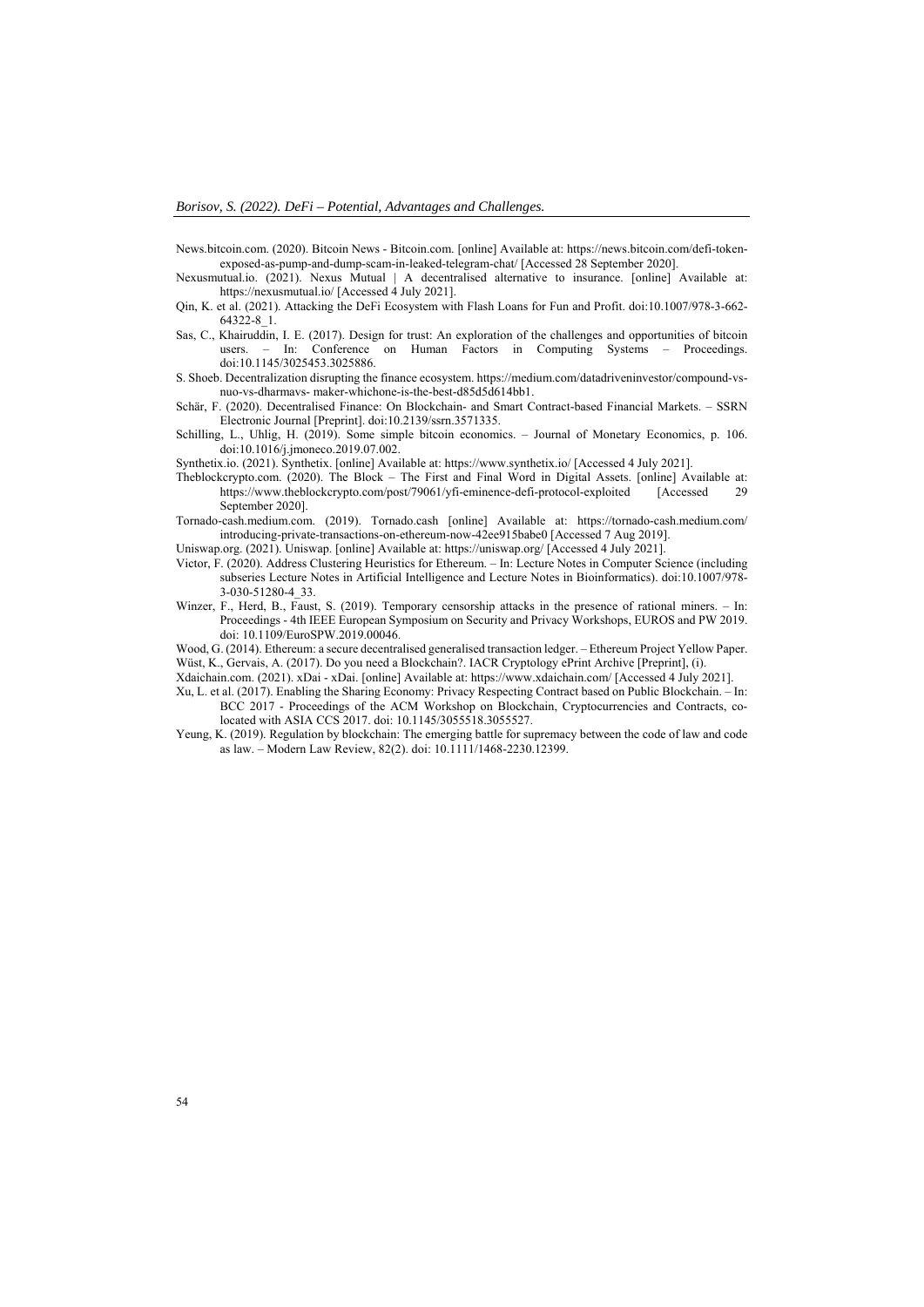News.bitcoin.com. (2020). Bitcoin News - Bitcoin.com. [online] Available at: https://news.bitcoin.com/defi-token-exposed-as-pump-and-dump-scam-in-leaked-telegram-chat/ [Accessed 28 September 2020].

Nexusmutual.io. (2021). Nexus Mutual | A decentralised alternative to insurance. [online] Available at: https://nexusmutual.io/ [Accessed 4 July 2021].

Qin, K. et al. (2021). Attacking the DeFi Ecosystem with Flash Loans for Fun and Profit. doi:10.1007/978-3-662-64322-8_1.

Sas, C., Khairuddin, I. E. (2017). Design for trust: An exploration of the challenges and opportunities of bitcoin users. – In: Conference on Human Factors in Computing Systems – Proceedings. doi:10.1145/3025453.3025886.

S. Shoeb. Decentralization disrupting the finance ecosystem. https://medium.com/datadriveninvestor/compound-vs-nuo-vs-dharmavs- maker-whichone-is-the-best-d85d5d614bb1.

Schär, F. (2020). Decentralised Finance: On Blockchain- and Smart Contract-based Financial Markets. – SSRN Electronic Journal [Preprint]. doi:10.2139/ssrn.3571335.

Schilling, L., Uhlig, H. (2019). Some simple bitcoin economics. – Journal of Monetary Economics, p. 106. doi:10.1016/j.jmoneco.2019.07.002.

Synthetix.io. (2021). Synthetix. [online] Available at: https://www.synthetix.io/ [Accessed 4 July 2021].

Theblockcrypto.com. (2020). The Block – The First and Final Word in Digital Assets. [online] Available at: https://www.theblockcrypto.com/post/79061/yfi-eminence-defi-protocol-exploited [Accessed 29 September 2020].

Tornado-cash.medium.com. (2019). Tornado.cash [online] Available at: https://tornado-cash.medium.com/introducing-private-transactions-on-ethereum-now-42ee915babe0 [Accessed 7 Aug 2019].

Uniswap.org. (2021). Uniswap. [online] Available at: https://uniswap.org/ [Accessed 4 July 2021].

Victor, F. (2020). Address Clustering Heuristics for Ethereum. – In: Lecture Notes in Computer Science (including subseries Lecture Notes in Artificial Intelligence and Lecture Notes in Bioinformatics). doi:10.1007/978-3-030-51280-4_33.

Winzer, F., Herd, B., Faust, S. (2019). Temporary censorship attacks in the presence of rational miners. – In: Proceedings - 4th IEEE European Symposium on Security and Privacy Workshops, EUROS and PW 2019. doi: 10.1109/EuroSPW.2019.00046.

Wood, G. (2014). Ethereum: a secure decentralised generalised transaction ledger. – Ethereum Project Yellow Paper.

Wüst, K., Gervais, A. (2017). Do you need a Blockchain?. IACR Cryptology ePrint Archive [Preprint], (i).

Xdaichain.com. (2021). xDai - xDai. [online] Available at: https://www.xdaichain.com/ [Accessed 4 July 2021].

Xu, L. et al. (2017). Enabling the Sharing Economy: Privacy Respecting Contract based on Public Blockchain. – In: BCC 2017 - Proceedings of the ACM Workshop on Blockchain, Cryptocurrencies and Contracts, co-located with ASIA CCS 2017. doi: 10.1145/3055518.3055527.

Yeung, K. (2019). Regulation by blockchain: The emerging battle for supremacy between the code of law and code as law. – Modern Law Review, 82(2). doi: 10.1111/1468-2230.12399.